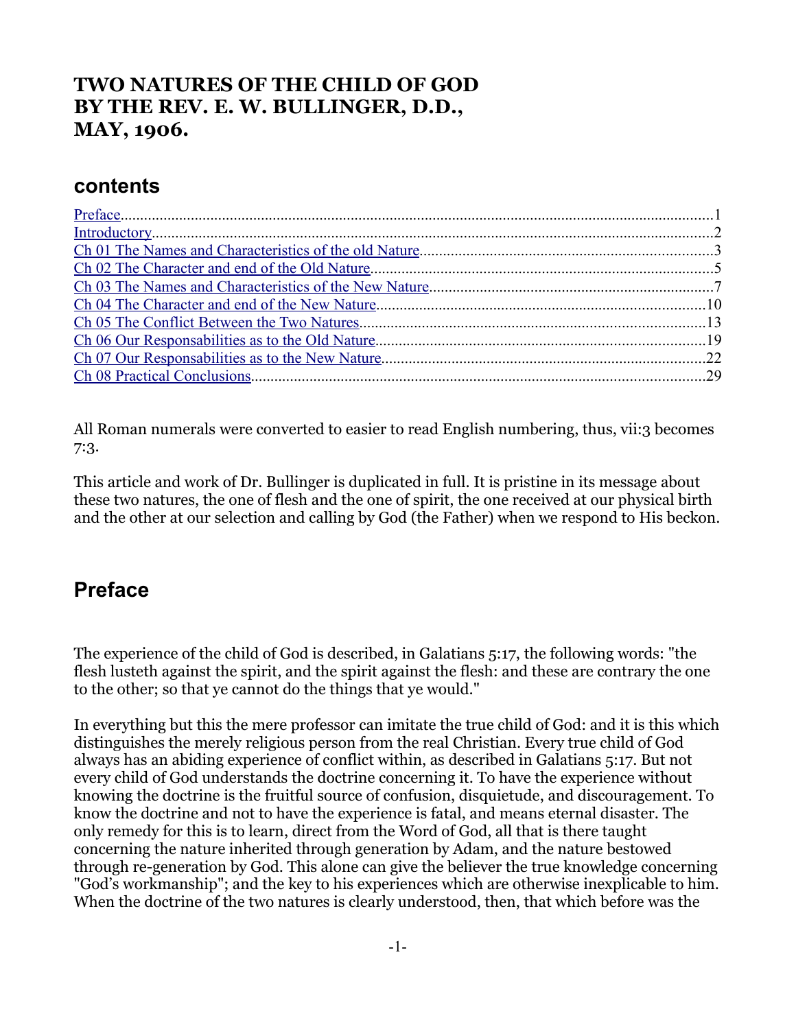# TWO NATURES OF THE CHILD OF GOD
# BY THE REV. E. W. BULLINGER, D.D.,
# MAY, 1906.

## contents

- [Preface](#)........................................................................................................................................1
- [Introductory](#)...................................................................................................................................2
- [Ch 01 The Names and Characteristics of the old Nature](#)...........................................................................3
- [Ch 02 The Character and end of the Old Nature](#).......................................................................................5
- [Ch 03 The Names and Characteristics of the New Nature](#)........................................................................7
- [Ch 04 The Character and end of the New Nature](#)...................................................................................10
- [Ch 05 The Conflict Between the Two Natures](#)........................................................................................13
- [Ch 06 Our Responsabilities as to the Old Nature](#)....................................................................................19
- [Ch 07 Our Responsabilities as to the New Nature](#)..................................................................................22
- [Ch 08 Practical Conclusions](#)....................................................................................................................29

All Roman numerals were converted to easier to read English numbering, thus, vii:3 becomes 7:3.

This article and work of Dr. Bullinger is duplicated in full. It is pristine in its message about these two natures, the one of flesh and the one of spirit, the one received at our physical birth and the other at our selection and calling by God (the Father) when we respond to His beckon.

## Preface

The experience of the child of God is described, in Galatians 5:17, the following words: "the flesh lusteth against the spirit, and the spirit against the flesh: and these are contrary the one to the other; so that ye cannot do the things that ye would."

In everything but this the mere professor can imitate the true child of God: and it is this which distinguishes the merely religious person from the real Christian. Every true child of God always has an abiding experience of conflict within, as described in Galatians 5:17. But not every child of God understands the doctrine concerning it. To have the experience without knowing the doctrine is the fruitful source of confusion, disquietude, and discouragement. To know the doctrine and not to have the experience is fatal, and means eternal disaster. The only remedy for this is to learn, direct from the Word of God, all that is there taught concerning the nature inherited through generation by Adam, and the nature bestowed through re-generation by God. This alone can give the believer the true knowledge concerning "God's workmanship"; and the key to his experiences which are otherwise inexplicable to him. When the doctrine of the two natures is clearly understood, then, that which before was the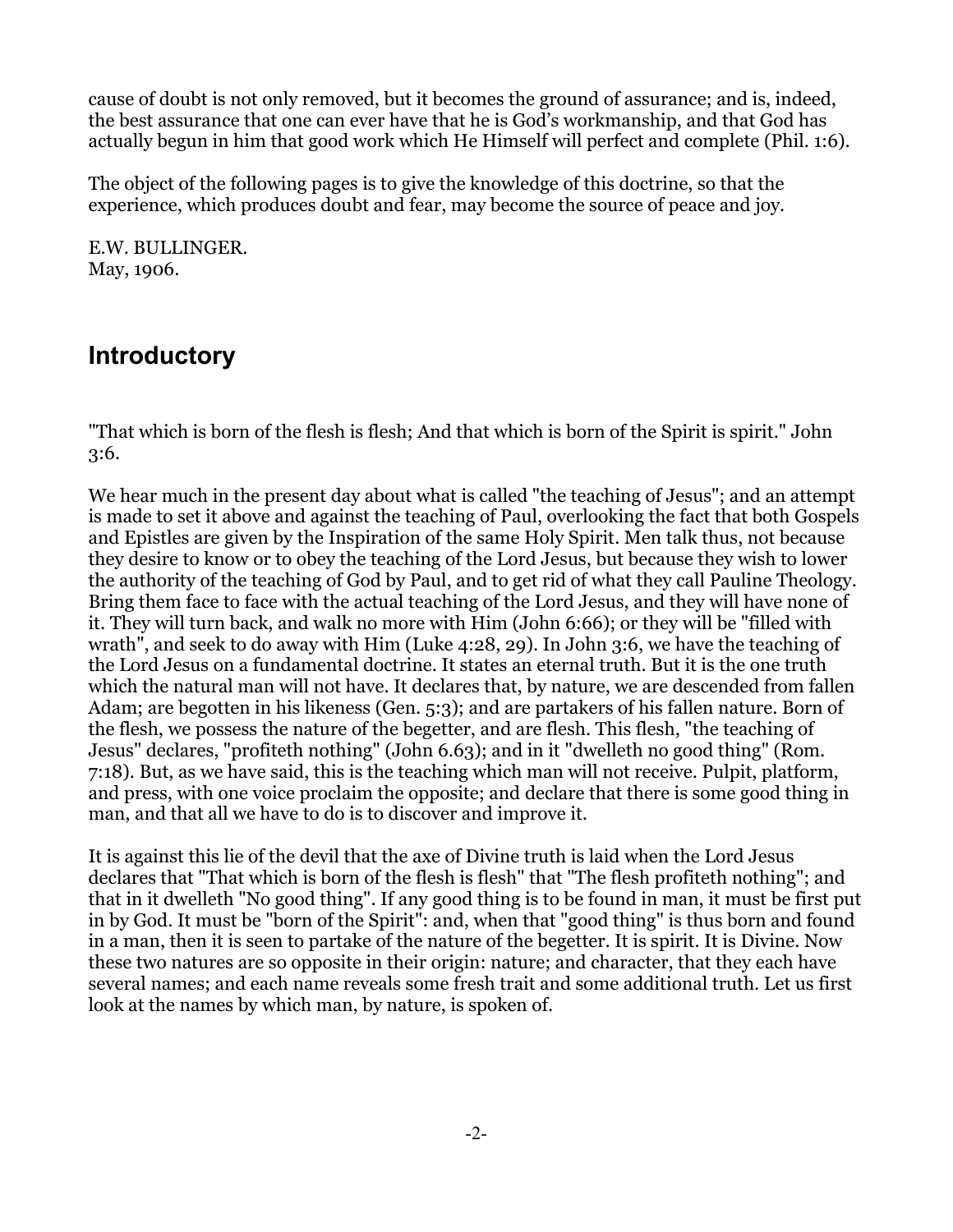cause of doubt is not only removed, but it becomes the ground of assurance; and is, indeed, the best assurance that one can ever have that he is God's workmanship, and that God has actually begun in him that good work which He Himself will perfect and complete (Phil. 1:6).

The object of the following pages is to give the knowledge of this doctrine, so that the experience, which produces doubt and fear, may become the source of peace and joy.

E.W. BULLINGER.
May, 1906.

## Introductory

"That which is born of the flesh is flesh; And that which is born of the Spirit is spirit." John 3:6.

We hear much in the present day about what is called "the teaching of Jesus"; and an attempt is made to set it above and against the teaching of Paul, overlooking the fact that both Gospels and Epistles are given by the Inspiration of the same Holy Spirit. Men talk thus, not because they desire to know or to obey the teaching of the Lord Jesus, but because they wish to lower the authority of the teaching of God by Paul, and to get rid of what they call Pauline Theology. Bring them face to face with the actual teaching of the Lord Jesus, and they will have none of it. They will turn back, and walk no more with Him (John 6:66); or they will be "filled with wrath", and seek to do away with Him (Luke 4:28, 29). In John 3:6, we have the teaching of the Lord Jesus on a fundamental doctrine. It states an eternal truth. But it is the one truth which the natural man will not have. It declares that, by nature, we are descended from fallen Adam; are begotten in his likeness (Gen. 5:3); and are partakers of his fallen nature. Born of the flesh, we possess the nature of the begetter, and are flesh. This flesh, "the teaching of Jesus" declares, "profiteth nothing" (John 6.63); and in it "dwelleth no good thing" (Rom. 7:18). But, as we have said, this is the teaching which man will not receive. Pulpit, platform, and press, with one voice proclaim the opposite; and declare that there is some good thing in man, and that all we have to do is to discover and improve it.

It is against this lie of the devil that the axe of Divine truth is laid when the Lord Jesus declares that "That which is born of the flesh is flesh" that "The flesh profiteth nothing"; and that in it dwelleth "No good thing". If any good thing is to be found in man, it must be first put in by God. It must be "born of the Spirit": and, when that "good thing" is thus born and found in a man, then it is seen to partake of the nature of the begetter. It is spirit. It is Divine. Now these two natures are so opposite in their origin: nature; and character, that they each have several names; and each name reveals some fresh trait and some additional truth. Let us first look at the names by which man, by nature, is spoken of.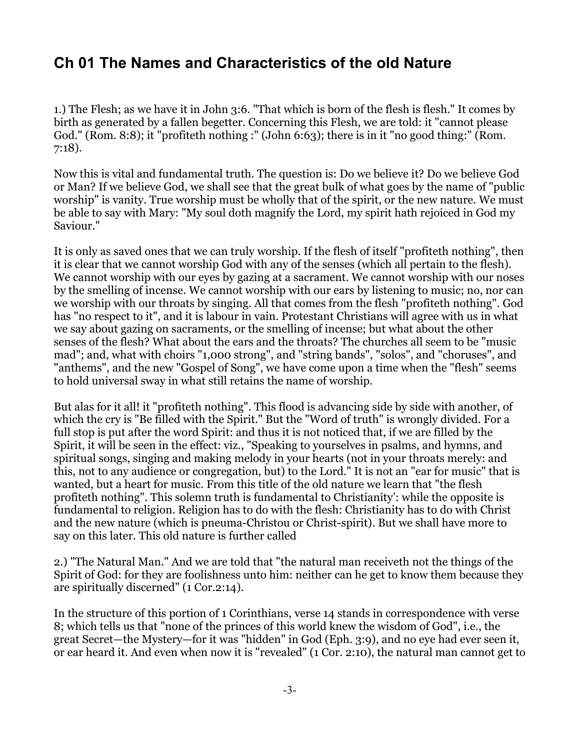## Ch 01 The Names and Characteristics of the old Nature

1.) The Flesh; as we have it in John 3:6. "That which is born of the flesh is flesh." It comes by birth as generated by a fallen begetter. Concerning this Flesh, we are told: it "cannot please God." (Rom. 8:8); it "profiteth nothing :" (John 6:63); there is in it "no good thing:" (Rom. 7:18).

Now this is vital and fundamental truth. The question is: Do we believe it? Do we believe God or Man? If we believe God, we shall see that the great bulk of what goes by the name of "public worship" is vanity. True worship must be wholly that of the spirit, or the new nature. We must be able to say with Mary: "My soul doth magnify the Lord, my spirit hath rejoiced in God my Saviour."

It is only as saved ones that we can truly worship. If the flesh of itself "profiteth nothing", then it is clear that we cannot worship God with any of the senses (which all pertain to the flesh). We cannot worship with our eyes by gazing at a sacrament. We cannot worship with our noses by the smelling of incense. We cannot worship with our ears by listening to music; no, nor can we worship with our throats by singing. All that comes from the flesh "profiteth nothing". God has "no respect to it", and it is labour in vain. Protestant Christians will agree with us in what we say about gazing on sacraments, or the smelling of incense; but what about the other senses of the flesh? What about the ears and the throats? The churches all seem to be "music mad"; and, what with choirs "1,000 strong", and "string bands", "solos", and "choruses", and "anthems", and the new "Gospel of Song", we have come upon a time when the "flesh" seems to hold universal sway in what still retains the name of worship.

But alas for it all! it "profiteth nothing". This flood is advancing side by side with another, of which the cry is "Be filled with the Spirit." But the "Word of truth" is wrongly divided. For a full stop is put after the word Spirit: and thus it is not noticed that, if we are filled by the Spirit, it will be seen in the effect: viz., "Speaking to yourselves in psalms, and hymns, and spiritual songs, singing and making melody in your hearts (not in your throats merely: and this, not to any audience or congregation, but) to the Lord." It is not an "ear for music" that is wanted, but a heart for music. From this title of the old nature we learn that "the flesh profiteth nothing". This solemn truth is fundamental to Christianity': while the opposite is fundamental to religion. Religion has to do with the flesh: Christianity has to do with Christ and the new nature (which is pneuma-Christou or Christ-spirit). But we shall have more to say on this later. This old nature is further called

2.) "The Natural Man." And we are told that "the natural man receiveth not the things of the Spirit of God: for they are foolishness unto him: neither can he get to know them because they are spiritually discerned" (1 Cor.2:14).

In the structure of this portion of 1 Corinthians, verse 14 stands in correspondence with verse 8; which tells us that "none of the princes of this world knew the wisdom of God", i.e., the great Secret—the Mystery—for it was "hidden" in God (Eph. 3:9), and no eye had ever seen it, or ear heard it. And even when now it is "revealed" (1 Cor. 2:10), the natural man cannot get to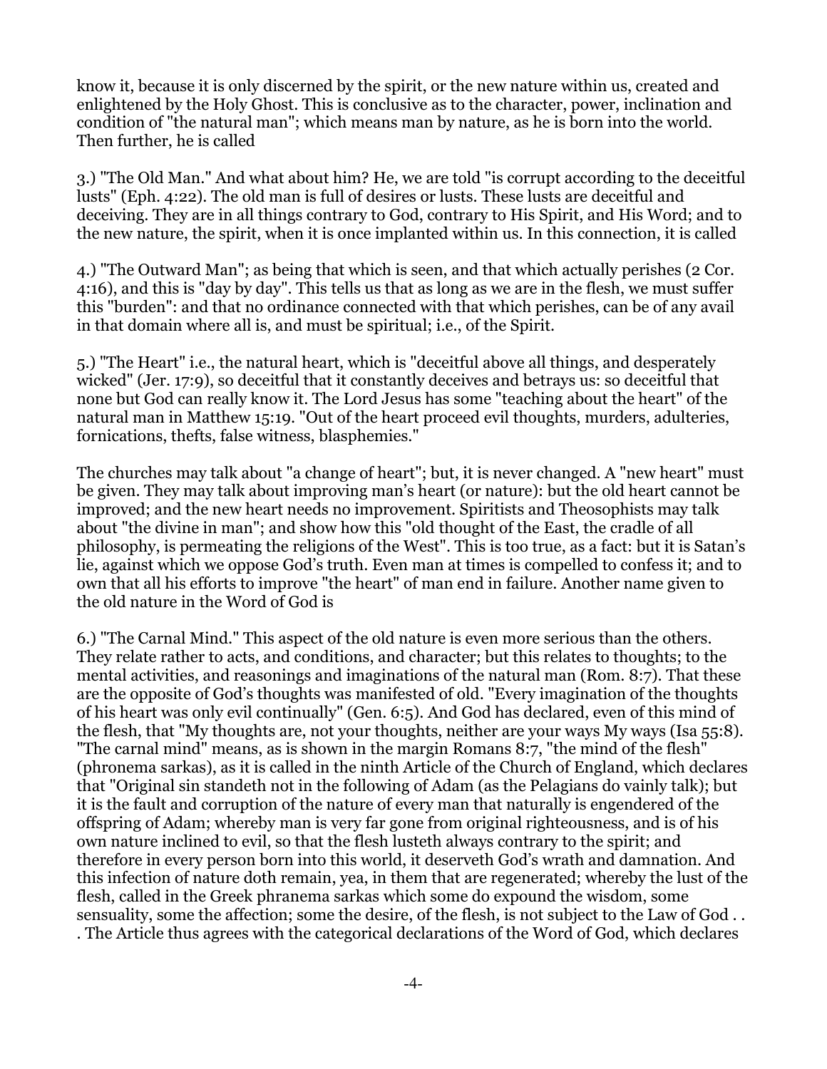know it, because it is only discerned by the spirit, or the new nature within us, created and enlightened by the Holy Ghost. This is conclusive as to the character, power, inclination and condition of "the natural man"; which means man by nature, as he is born into the world. Then further, he is called

3.) "The Old Man." And what about him? He, we are told "is corrupt according to the deceitful lusts" (Eph. 4:22). The old man is full of desires or lusts. These lusts are deceitful and deceiving. They are in all things contrary to God, contrary to His Spirit, and His Word; and to the new nature, the spirit, when it is once implanted within us. In this connection, it is called

4.) "The Outward Man"; as being that which is seen, and that which actually perishes (2 Cor. 4:16), and this is "day by day". This tells us that as long as we are in the flesh, we must suffer this "burden": and that no ordinance connected with that which perishes, can be of any avail in that domain where all is, and must be spiritual; i.e., of the Spirit.

5.) "The Heart" i.e., the natural heart, which is "deceitful above all things, and desperately wicked" (Jer. 17:9), so deceitful that it constantly deceives and betrays us: so deceitful that none but God can really know it. The Lord Jesus has some "teaching about the heart" of the natural man in Matthew 15:19. "Out of the heart proceed evil thoughts, murders, adulteries, fornications, thefts, false witness, blasphemies."

The churches may talk about "a change of heart"; but, it is never changed. A "new heart" must be given. They may talk about improving man's heart (or nature): but the old heart cannot be improved; and the new heart needs no improvement. Spiritists and Theosophists may talk about "the divine in man"; and show how this "old thought of the East, the cradle of all philosophy, is permeating the religions of the West". This is too true, as a fact: but it is Satan's lie, against which we oppose God's truth. Even man at times is compelled to confess it; and to own that all his efforts to improve "the heart" of man end in failure. Another name given to the old nature in the Word of God is

6.) "The Carnal Mind." This aspect of the old nature is even more serious than the others. They relate rather to acts, and conditions, and character; but this relates to thoughts; to the mental activities, and reasonings and imaginations of the natural man (Rom. 8:7). That these are the opposite of God's thoughts was manifested of old. "Every imagination of the thoughts of his heart was only evil continually" (Gen. 6:5). And God has declared, even of this mind of the flesh, that "My thoughts are, not your thoughts, neither are your ways My ways (Isa 55:8). "The carnal mind" means, as is shown in the margin Romans 8:7, "the mind of the flesh" (phronema sarkas), as it is called in the ninth Article of the Church of England, which declares that "Original sin standeth not in the following of Adam (as the Pelagians do vainly talk); but it is the fault and corruption of the nature of every man that naturally is engendered of the offspring of Adam; whereby man is very far gone from original righteousness, and is of his own nature inclined to evil, so that the flesh lusteth always contrary to the spirit; and therefore in every person born into this world, it deserveth God's wrath and damnation. And this infection of nature doth remain, yea, in them that are regenerated; whereby the lust of the flesh, called in the Greek phranema sarkas which some do expound the wisdom, some sensuality, some the affection; some the desire, of the flesh, is not subject to the Law of God . . . The Article thus agrees with the categorical declarations of the Word of God, which declares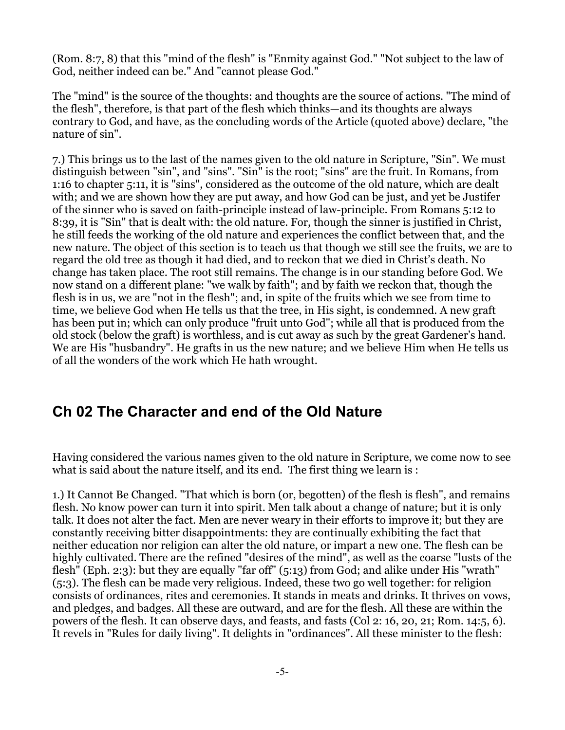(Rom. 8:7, 8) that this "mind of the flesh" is "Enmity against God." "Not subject to the law of God, neither indeed can be." And "cannot please God."

The "mind" is the source of the thoughts: and thoughts are the source of actions. "The mind of the flesh", therefore, is that part of the flesh which thinks—and its thoughts are always contrary to God, and have, as the concluding words of the Article (quoted above) declare, "the nature of sin".

7.) This brings us to the last of the names given to the old nature in Scripture, "Sin". We must distinguish between "sin", and "sins". "Sin" is the root; "sins" are the fruit. In Romans, from 1:16 to chapter 5:11, it is "sins", considered as the outcome of the old nature, which are dealt with; and we are shown how they are put away, and how God can be just, and yet be Justifer of the sinner who is saved on faith-principle instead of law-principle. From Romans 5:12 to 8:39, it is "Sin" that is dealt with: the old nature. For, though the sinner is justified in Christ, he still feeds the working of the old nature and experiences the conflict between that, and the new nature. The object of this section is to teach us that though we still see the fruits, we are to regard the old tree as though it had died, and to reckon that we died in Christ's death. No change has taken place. The root still remains. The change is in our standing before God. We now stand on a different plane: "we walk by faith"; and by faith we reckon that, though the flesh is in us, we are "not in the flesh"; and, in spite of the fruits which we see from time to time, we believe God when He tells us that the tree, in His sight, is condemned. A new graft has been put in; which can only produce "fruit unto God"; while all that is produced from the old stock (below the graft) is worthless, and is cut away as such by the great Gardener's hand. We are His "husbandry". He grafts in us the new nature; and we believe Him when He tells us of all the wonders of the work which He hath wrought.

## Ch 02 The Character and end of the Old Nature

Having considered the various names given to the old nature in Scripture, we come now to see what is said about the nature itself, and its end. The first thing we learn is :

1.) It Cannot Be Changed. "That which is born (or, begotten) of the flesh is flesh", and remains flesh. No know power can turn it into spirit. Men talk about a change of nature; but it is only talk. It does not alter the fact. Men are never weary in their efforts to improve it; but they are constantly receiving bitter disappointments: they are continually exhibiting the fact that neither education nor religion can alter the old nature, or impart a new one. The flesh can be highly cultivated. There are the refined "desires of the mind", as well as the coarse "lusts of the flesh" (Eph. 2:3): but they are equally "far off" (5:13) from God; and alike under His "wrath" (5:3). The flesh can be made very religious. Indeed, these two go well together: for religion consists of ordinances, rites and ceremonies. It stands in meats and drinks. It thrives on vows, and pledges, and badges. All these are outward, and are for the flesh. All these are within the powers of the flesh. It can observe days, and feasts, and fasts (Col 2: 16, 20, 21; Rom. 14:5, 6). It revels in "Rules for daily living". It delights in "ordinances". All these minister to the flesh: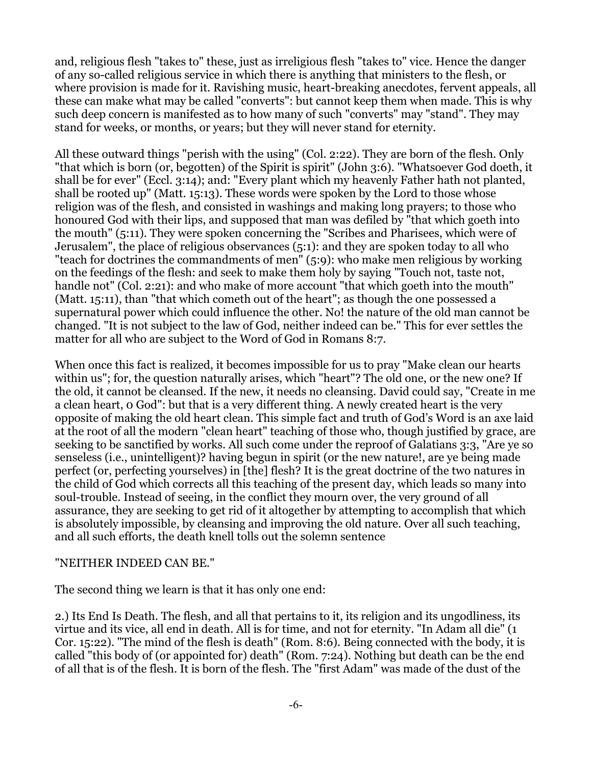and, religious flesh "takes to" these, just as irreligious flesh "takes to" vice. Hence the danger of any so-called religious service in which there is anything that ministers to the flesh, or where provision is made for it. Ravishing music, heart-breaking anecdotes, fervent appeals, all these can make what may be called "converts": but cannot keep them when made. This is why such deep concern is manifested as to how many of such "converts" may "stand". They may stand for weeks, or months, or years; but they will never stand for eternity.

All these outward things "perish with the using" (Col. 2:22). They are born of the flesh. Only "that which is born (or, begotten) of the Spirit is spirit" (John 3:6). "Whatsoever God doeth, it shall be for ever" (Eccl. 3:14); and: "Every plant which my heavenly Father hath not planted, shall be rooted up" (Matt. 15:13). These words were spoken by the Lord to those whose religion was of the flesh, and consisted in washings and making long prayers; to those who honoured God with their lips, and supposed that man was defiled by "that which goeth into the mouth" (5:11). They were spoken concerning the "Scribes and Pharisees, which were of Jerusalem", the place of religious observances (5:1): and they are spoken today to all who "teach for doctrines the commandments of men" (5:9): who make men religious by working on the feedings of the flesh: and seek to make them holy by saying "Touch not, taste not, handle not" (Col. 2:21): and who make of more account "that which goeth into the mouth" (Matt. 15:11), than "that which cometh out of the heart"; as though the one possessed a supernatural power which could influence the other. No! the nature of the old man cannot be changed. "It is not subject to the law of God, neither indeed can be." This for ever settles the matter for all who are subject to the Word of God in Romans 8:7.

When once this fact is realized, it becomes impossible for us to pray "Make clean our hearts within us"; for, the question naturally arises, which "heart"? The old one, or the new one? If the old, it cannot be cleansed. If the new, it needs no cleansing. David could say, "Create in me a clean heart, 0 God": but that is a very different thing. A newly created heart is the very opposite of making the old heart clean. This simple fact and truth of God's Word is an axe laid at the root of all the modern "clean heart" teaching of those who, though justified by grace, are seeking to be sanctified by works. All such come under the reproof of Galatians 3:3, "Are ye so senseless (i.e., unintelligent)? having begun in spirit (or the new nature!, are ye being made perfect (or, perfecting yourselves) in [the] flesh? It is the great doctrine of the two natures in the child of God which corrects all this teaching of the present day, which leads so many into soul-trouble. Instead of seeing, in the conflict they mourn over, the very ground of all assurance, they are seeking to get rid of it altogether by attempting to accomplish that which is absolutely impossible, by cleansing and improving the old nature. Over all such teaching, and all such efforts, the death knell tolls out the solemn sentence

"NEITHER INDEED CAN BE."

The second thing we learn is that it has only one end:

2.) Its End Is Death. The flesh, and all that pertains to it, its religion and its ungodliness, its virtue and its vice, all end in death. All is for time, and not for eternity. "In Adam all die" (1 Cor. 15:22). "The mind of the flesh is death" (Rom. 8:6). Being connected with the body, it is called "this body of (or appointed for) death" (Rom. 7:24). Nothing but death can be the end of all that is of the flesh. It is born of the flesh. The "first Adam" was made of the dust of the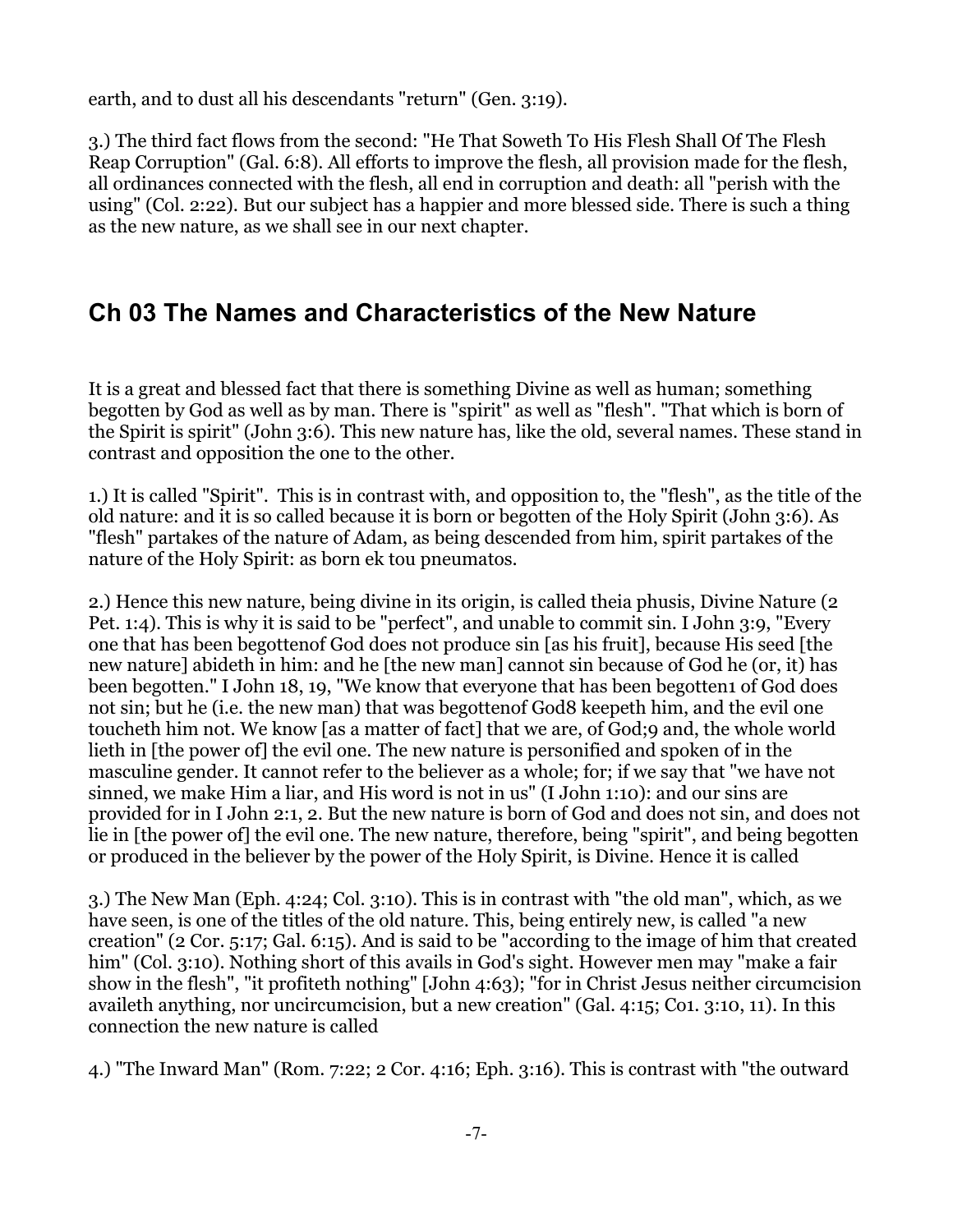earth, and to dust all his descendants "return" (Gen. 3:19).

3.) The third fact flows from the second: "He That Soweth To His Flesh Shall Of The Flesh Reap Corruption" (Gal. 6:8). All efforts to improve the flesh, all provision made for the flesh, all ordinances connected with the flesh, all end in corruption and death: all "perish with the using" (Col. 2:22). But our subject has a happier and more blessed side. There is such a thing as the new nature, as we shall see in our next chapter.

## Ch 03 The Names and Characteristics of the New Nature

It is a great and blessed fact that there is something Divine as well as human; something begotten by God as well as by man. There is "spirit" as well as "flesh". "That which is born of the Spirit is spirit" (John 3:6). This new nature has, like the old, several names. These stand in contrast and opposition the one to the other.

1.) It is called "Spirit". This is in contrast with, and opposition to, the "flesh", as the title of the old nature: and it is so called because it is born or begotten of the Holy Spirit (John 3:6). As "flesh" partakes of the nature of Adam, as being descended from him, spirit partakes of the nature of the Holy Spirit: as born ek tou pneumatos.

2.) Hence this new nature, being divine in its origin, is called theia phusis, Divine Nature (2 Pet. 1:4). This is why it is said to be "perfect", and unable to commit sin. I John 3:9, "Every one that has been begottenof God does not produce sin [as his fruit], because His seed [the new nature] abideth in him: and he [the new man] cannot sin because of God he (or, it) has been begotten." I John 18, 19, "We know that everyone that has been begotten1 of God does not sin; but he (i.e. the new man) that was begottenof God8 keepeth him, and the evil one toucheth him not. We know [as a matter of fact] that we are, of God;9 and, the whole world lieth in [the power of] the evil one. The new nature is personified and spoken of in the masculine gender. It cannot refer to the believer as a whole; for; if we say that "we have not sinned, we make Him a liar, and His word is not in us" (I John 1:10): and our sins are provided for in I John 2:1, 2. But the new nature is born of God and does not sin, and does not lie in [the power of] the evil one. The new nature, therefore, being "spirit", and being begotten or produced in the believer by the power of the Holy Spirit, is Divine. Hence it is called

3.) The New Man (Eph. 4:24; Col. 3:10). This is in contrast with "the old man", which, as we have seen, is one of the titles of the old nature. This, being entirely new, is called "a new creation" (2 Cor. 5:17; Gal. 6:15). And is said to be "according to the image of him that created him" (Col. 3:10). Nothing short of this avails in God's sight. However men may "make a fair show in the flesh", "it profiteth nothing" [John 4:63); "for in Christ Jesus neither circumcision availeth anything, nor uncircumcision, but a new creation" (Gal. 4:15; Co1. 3:10, 11). In this connection the new nature is called

4.) "The Inward Man" (Rom. 7:22; 2 Cor. 4:16; Eph. 3:16). This is contrast with "the outward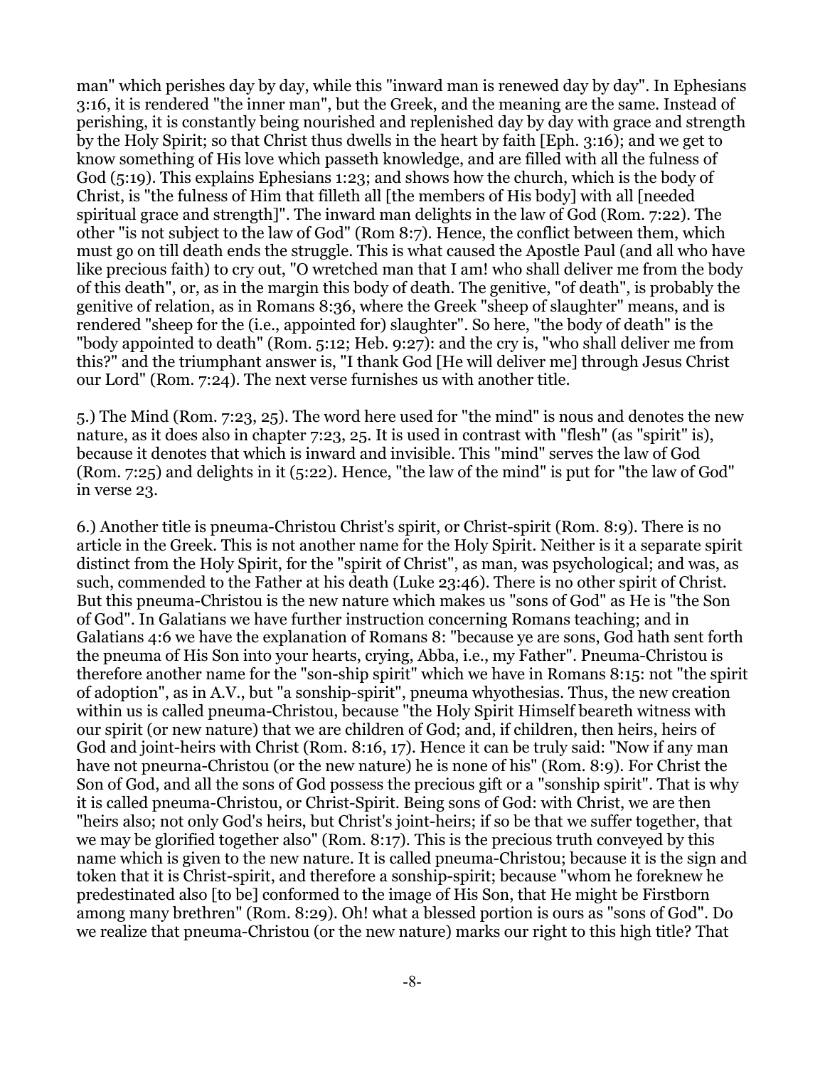man" which perishes day by day, while this "inward man is renewed day by day". In Ephesians 3:16, it is rendered "the inner man", but the Greek, and the meaning are the same. Instead of perishing, it is constantly being nourished and replenished day by day with grace and strength by the Holy Spirit; so that Christ thus dwells in the heart by faith [Eph. 3:16); and we get to know something of His love which passeth knowledge, and are filled with all the fulness of God (5:19). This explains Ephesians 1:23; and shows how the church, which is the body of Christ, is "the fulness of Him that filleth all [the members of His body] with all [needed spiritual grace and strength]". The inward man delights in the law of God (Rom. 7:22). The other "is not subject to the law of God" (Rom 8:7). Hence, the conflict between them, which must go on till death ends the struggle. This is what caused the Apostle Paul (and all who have like precious faith) to cry out, "O wretched man that I am! who shall deliver me from the body of this death", or, as in the margin this body of death. The genitive, "of death", is probably the genitive of relation, as in Romans 8:36, where the Greek "sheep of slaughter" means, and is rendered "sheep for the (i.e., appointed for) slaughter". So here, "the body of death" is the "body appointed to death" (Rom. 5:12; Heb. 9:27): and the cry is, "who shall deliver me from this?" and the triumphant answer is, "I thank God [He will deliver me] through Jesus Christ our Lord" (Rom. 7:24). The next verse furnishes us with another title.

5.) The Mind (Rom. 7:23, 25). The word here used for "the mind" is nous and denotes the new nature, as it does also in chapter 7:23, 25. It is used in contrast with "flesh" (as "spirit" is), because it denotes that which is inward and invisible. This "mind" serves the law of God (Rom. 7:25) and delights in it (5:22). Hence, "the law of the mind" is put for "the law of God" in verse 23.

6.) Another title is pneuma-Christou Christ's spirit, or Christ-spirit (Rom. 8:9). There is no article in the Greek. This is not another name for the Holy Spirit. Neither is it a separate spirit distinct from the Holy Spirit, for the "spirit of Christ", as man, was psychological; and was, as such, commended to the Father at his death (Luke 23:46). There is no other spirit of Christ. But this pneuma-Christou is the new nature which makes us "sons of God" as He is "the Son of God". In Galatians we have further instruction concerning Romans teaching; and in Galatians 4:6 we have the explanation of Romans 8: "because ye are sons, God hath sent forth the pneuma of His Son into your hearts, crying, Abba, i.e., my Father". Pneuma-Christou is therefore another name for the "son-ship spirit" which we have in Romans 8:15: not "the spirit of adoption", as in A.V., but "a sonship-spirit", pneuma whyothesias. Thus, the new creation within us is called pneuma-Christou, because "the Holy Spirit Himself beareth witness with our spirit (or new nature) that we are children of God; and, if children, then heirs, heirs of God and joint-heirs with Christ (Rom. 8:16, 17). Hence it can be truly said: "Now if any man have not pneurna-Christou (or the new nature) he is none of his" (Rom. 8:9). For Christ the Son of God, and all the sons of God possess the precious gift or a "sonship spirit". That is why it is called pneuma-Christou, or Christ-Spirit. Being sons of God: with Christ, we are then "heirs also; not only God's heirs, but Christ's joint-heirs; if so be that we suffer together, that we may be glorified together also" (Rom. 8:17). This is the precious truth conveyed by this name which is given to the new nature. It is called pneuma-Christou; because it is the sign and token that it is Christ-spirit, and therefore a sonship-spirit; because "whom he foreknew he predestinated also [to be] conformed to the image of His Son, that He might be Firstborn among many brethren" (Rom. 8:29). Oh! what a blessed portion is ours as "sons of God". Do we realize that pneuma-Christou (or the new nature) marks our right to this high title? That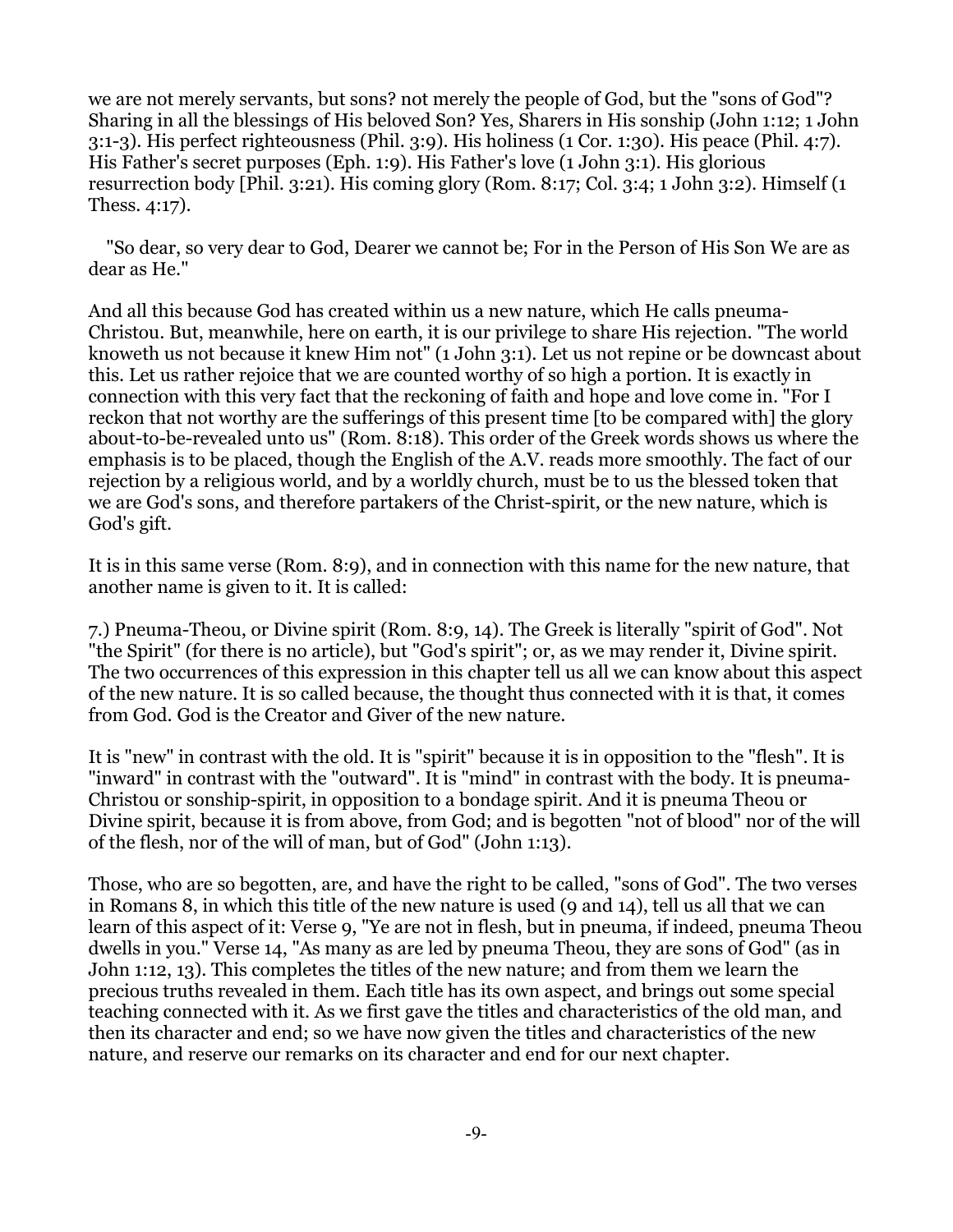we are not merely servants, but sons? not merely the people of God, but the "sons of God"? Sharing in all the blessings of His beloved Son? Yes, Sharers in His sonship (John 1:12; 1 John 3:1-3). His perfect righteousness (Phil. 3:9). His holiness (1 Cor. 1:30). His peace (Phil. 4:7). His Father's secret purposes (Eph. 1:9). His Father's love (1 John 3:1). His glorious resurrection body [Phil. 3:21). His coming glory (Rom. 8:17; Col. 3:4; 1 John 3:2). Himself (1 Thess. 4:17).

"So dear, so very dear to God, Dearer we cannot be; For in the Person of His Son We are as dear as He."

And all this because God has created within us a new nature, which He calls pneuma-Christou. But, meanwhile, here on earth, it is our privilege to share His rejection. "The world knoweth us not because it knew Him not" (1 John 3:1). Let us not repine or be downcast about this. Let us rather rejoice that we are counted worthy of so high a portion. It is exactly in connection with this very fact that the reckoning of faith and hope and love come in. "For I reckon that not worthy are the sufferings of this present time [to be compared with] the glory about-to-be-revealed unto us" (Rom. 8:18). This order of the Greek words shows us where the emphasis is to be placed, though the English of the A.V. reads more smoothly. The fact of our rejection by a religious world, and by a worldly church, must be to us the blessed token that we are God's sons, and therefore partakers of the Christ-spirit, or the new nature, which is God's gift.

It is in this same verse (Rom. 8:9), and in connection with this name for the new nature, that another name is given to it. It is called:

7.) Pneuma-Theou, or Divine spirit (Rom. 8:9, 14). The Greek is literally "spirit of God". Not "the Spirit" (for there is no article), but "God's spirit"; or, as we may render it, Divine spirit. The two occurrences of this expression in this chapter tell us all we can know about this aspect of the new nature. It is so called because, the thought thus connected with it is that, it comes from God. God is the Creator and Giver of the new nature.

It is "new" in contrast with the old. It is "spirit" because it is in opposition to the "flesh". It is "inward" in contrast with the "outward". It is "mind" in contrast with the body. It is pneuma-Christou or sonship-spirit, in opposition to a bondage spirit. And it is pneuma Theou or Divine spirit, because it is from above, from God; and is begotten "not of blood" nor of the will of the flesh, nor of the will of man, but of God" (John 1:13).

Those, who are so begotten, are, and have the right to be called, "sons of God". The two verses in Romans 8, in which this title of the new nature is used (9 and 14), tell us all that we can learn of this aspect of it: Verse 9, "Ye are not in flesh, but in pneuma, if indeed, pneuma Theou dwells in you." Verse 14, "As many as are led by pneuma Theou, they are sons of God" (as in John 1:12, 13). This completes the titles of the new nature; and from them we learn the precious truths revealed in them. Each title has its own aspect, and brings out some special teaching connected with it. As we first gave the titles and characteristics of the old man, and then its character and end; so we have now given the titles and characteristics of the new nature, and reserve our remarks on its character and end for our next chapter.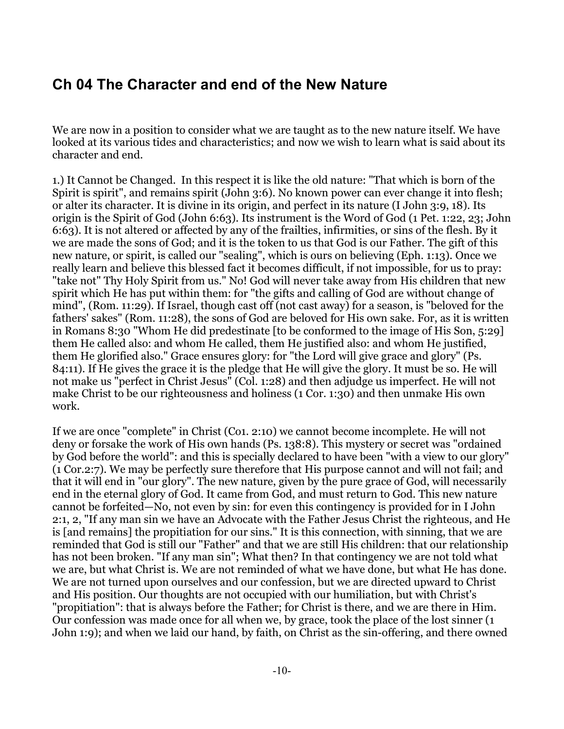## Ch 04 The Character and end of the New Nature

We are now in a position to consider what we are taught as to the new nature itself. We have looked at its various tides and characteristics; and now we wish to learn what is said about its character and end.

1.) It Cannot be Changed. In this respect it is like the old nature: "That which is born of the Spirit is spirit", and remains spirit (John 3:6). No known power can ever change it into flesh; or alter its character. It is divine in its origin, and perfect in its nature (I John 3:9, 18). Its origin is the Spirit of God (John 6:63). Its instrument is the Word of God (1 Pet. 1:22, 23; John 6:63). It is not altered or affected by any of the frailties, infirmities, or sins of the flesh. By it we are made the sons of God; and it is the token to us that God is our Father. The gift of this new nature, or spirit, is called our "sealing", which is ours on believing (Eph. 1:13). Once we really learn and believe this blessed fact it becomes difficult, if not impossible, for us to pray: "take not" Thy Holy Spirit from us." No! God will never take away from His children that new spirit which He has put within them: for "the gifts and calling of God are without change of mind", (Rom. 11:29). If Israel, though cast off (not cast away) for a season, is "beloved for the fathers' sakes" (Rom. 11:28), the sons of God are beloved for His own sake. For, as it is written in Romans 8:30 "Whom He did predestinate [to be conformed to the image of His Son, 5:29] them He called also: and whom He called, them He justified also: and whom He justified, them He glorified also." Grace ensures glory: for "the Lord will give grace and glory" (Ps. 84:11). If He gives the grace it is the pledge that He will give the glory. It must be so. He will not make us "perfect in Christ Jesus" (Col. 1:28) and then adjudge us imperfect. He will not make Christ to be our righteousness and holiness (1 Cor. 1:30) and then unmake His own work.

If we are once "complete" in Christ (Co1. 2:10) we cannot become incomplete. He will not deny or forsake the work of His own hands (Ps. 138:8). This mystery or secret was "ordained by God before the world": and this is specially declared to have been "with a view to our glory" (1 Cor.2:7). We may be perfectly sure therefore that His purpose cannot and will not fail; and that it will end in "our glory". The new nature, given by the pure grace of God, will necessarily end in the eternal glory of God. It came from God, and must return to God. This new nature cannot be forfeited—No, not even by sin: for even this contingency is provided for in I John 2:1, 2, "If any man sin we have an Advocate with the Father Jesus Christ the righteous, and He is [and remains] the propitiation for our sins." It is this connection, with sinning, that we are reminded that God is still our "Father" and that we are still His children: that our relationship has not been broken. "If any man sin"; What then? In that contingency we are not told what we are, but what Christ is. We are not reminded of what we have done, but what He has done. We are not turned upon ourselves and our confession, but we are directed upward to Christ and His position. Our thoughts are not occupied with our humiliation, but with Christ's "propitiation": that is always before the Father; for Christ is there, and we are there in Him. Our confession was made once for all when we, by grace, took the place of the lost sinner (1 John 1:9); and when we laid our hand, by faith, on Christ as the sin-offering, and there owned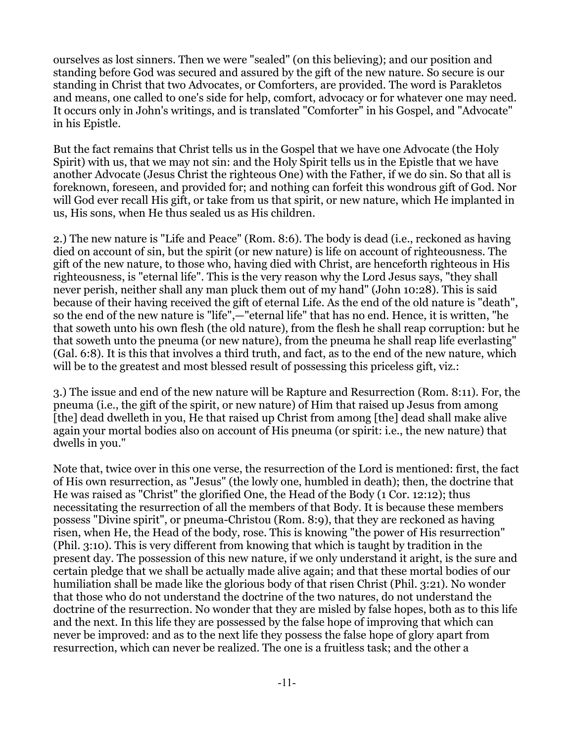ourselves as lost sinners. Then we were "sealed" (on this believing); and our position and standing before God was secured and assured by the gift of the new nature. So secure is our standing in Christ that two Advocates, or Comforters, are provided. The word is Parakletos and means, one called to one's side for help, comfort, advocacy or for whatever one may need. It occurs only in John's writings, and is translated "Comforter" in his Gospel, and "Advocate" in his Epistle.

But the fact remains that Christ tells us in the Gospel that we have one Advocate (the Holy Spirit) with us, that we may not sin: and the Holy Spirit tells us in the Epistle that we have another Advocate (Jesus Christ the righteous One) with the Father, if we do sin. So that all is foreknown, foreseen, and provided for; and nothing can forfeit this wondrous gift of God. Nor will God ever recall His gift, or take from us that spirit, or new nature, which He implanted in us, His sons, when He thus sealed us as His children.

2.) The new nature is "Life and Peace" (Rom. 8:6). The body is dead (i.e., reckoned as having died on account of sin, but the spirit (or new nature) is life on account of righteousness. The gift of the new nature, to those who, having died with Christ, are henceforth righteous in His righteousness, is "eternal life". This is the very reason why the Lord Jesus says, "they shall never perish, neither shall any man pluck them out of my hand" (John 10:28). This is said because of their having received the gift of eternal Life. As the end of the old nature is "death", so the end of the new nature is "life",—"eternal life" that has no end. Hence, it is written, "he that soweth unto his own flesh (the old nature), from the flesh he shall reap corruption: but he that soweth unto the pneuma (or new nature), from the pneuma he shall reap life everlasting" (Gal. 6:8). It is this that involves a third truth, and fact, as to the end of the new nature, which will be to the greatest and most blessed result of possessing this priceless gift, viz.:

3.) The issue and end of the new nature will be Rapture and Resurrection (Rom. 8:11). For, the pneuma (i.e., the gift of the spirit, or new nature) of Him that raised up Jesus from among [the] dead dwelleth in you, He that raised up Christ from among [the] dead shall make alive again your mortal bodies also on account of His pneuma (or spirit: i.e., the new nature) that dwells in you."

Note that, twice over in this one verse, the resurrection of the Lord is mentioned: first, the fact of His own resurrection, as "Jesus" (the lowly one, humbled in death); then, the doctrine that He was raised as "Christ" the glorified One, the Head of the Body (1 Cor. 12:12); thus necessitating the resurrection of all the members of that Body. It is because these members possess "Divine spirit", or pneuma-Christou (Rom. 8:9), that they are reckoned as having risen, when He, the Head of the body, rose. This is knowing "the power of His resurrection" (Phil. 3:10). This is very different from knowing that which is taught by tradition in the present day. The possession of this new nature, if we only understand it aright, is the sure and certain pledge that we shall be actually made alive again; and that these mortal bodies of our humiliation shall be made like the glorious body of that risen Christ (Phil. 3:21). No wonder that those who do not understand the doctrine of the two natures, do not understand the doctrine of the resurrection. No wonder that they are misled by false hopes, both as to this life and the next. In this life they are possessed by the false hope of improving that which can never be improved: and as to the next life they possess the false hope of glory apart from resurrection, which can never be realized. The one is a fruitless task; and the other a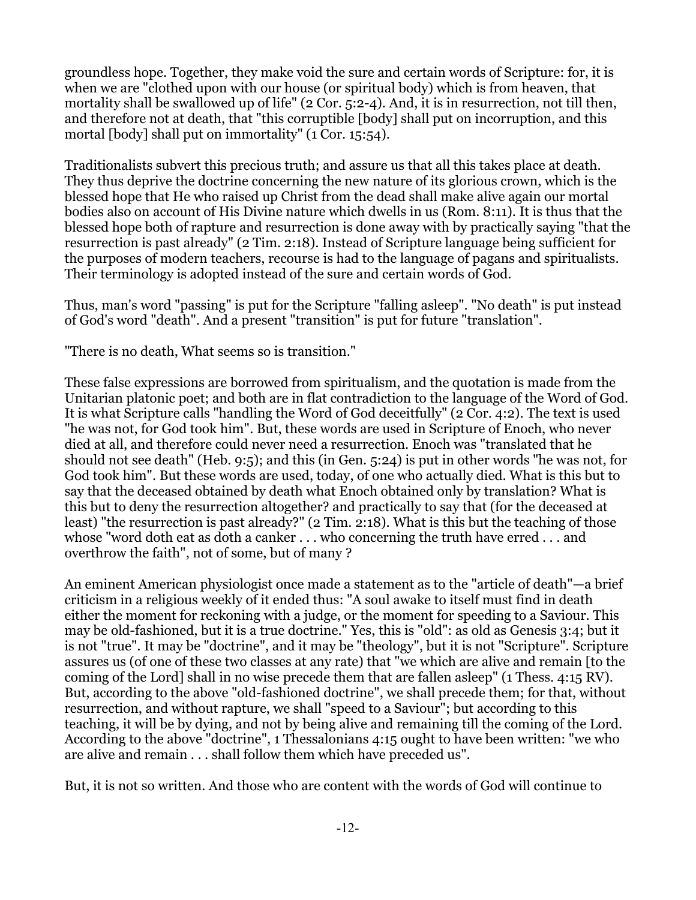groundless hope. Together, they make void the sure and certain words of Scripture: for, it is when we are "clothed upon with our house (or spiritual body) which is from heaven, that mortality shall be swallowed up of life" (2 Cor. 5:2-4). And, it is in resurrection, not till then, and therefore not at death, that "this corruptible [body] shall put on incorruption, and this mortal [body] shall put on immortality" (1 Cor. 15:54).

Traditionalists subvert this precious truth; and assure us that all this takes place at death. They thus deprive the doctrine concerning the new nature of its glorious crown, which is the blessed hope that He who raised up Christ from the dead shall make alive again our mortal bodies also on account of His Divine nature which dwells in us (Rom. 8:11). It is thus that the blessed hope both of rapture and resurrection is done away with by practically saying "that the resurrection is past already" (2 Tim. 2:18). Instead of Scripture language being sufficient for the purposes of modern teachers, recourse is had to the language of pagans and spiritualists. Their terminology is adopted instead of the sure and certain words of God.

Thus, man's word "passing" is put for the Scripture "falling asleep". "No death" is put instead of God's word "death". And a present "transition" is put for future "translation".

"There is no death, What seems so is transition."

These false expressions are borrowed from spiritualism, and the quotation is made from the Unitarian platonic poet; and both are in flat contradiction to the language of the Word of God. It is what Scripture calls "handling the Word of God deceitfully" (2 Cor. 4:2). The text is used "he was not, for God took him". But, these words are used in Scripture of Enoch, who never died at all, and therefore could never need a resurrection. Enoch was "translated that he should not see death" (Heb. 9:5); and this (in Gen. 5:24) is put in other words "he was not, for God took him". But these words are used, today, of one who actually died. What is this but to say that the deceased obtained by death what Enoch obtained only by translation? What is this but to deny the resurrection altogether? and practically to say that (for the deceased at least) "the resurrection is past already?" (2 Tim. 2:18). What is this but the teaching of those whose "word doth eat as doth a canker . . . who concerning the truth have erred . . . and overthrow the faith", not of some, but of many ?

An eminent American physiologist once made a statement as to the "article of death"—a brief criticism in a religious weekly of it ended thus: "A soul awake to itself must find in death either the moment for reckoning with a judge, or the moment for speeding to a Saviour. This may be old-fashioned, but it is a true doctrine." Yes, this is "old": as old as Genesis 3:4; but it is not "true". It may be "doctrine", and it may be "theology", but it is not "Scripture". Scripture assures us (of one of these two classes at any rate) that "we which are alive and remain [to the coming of the Lord] shall in no wise precede them that are fallen asleep" (1 Thess. 4:15 RV). But, according to the above "old-fashioned doctrine", we shall precede them; for that, without resurrection, and without rapture, we shall "speed to a Saviour"; but according to this teaching, it will be by dying, and not by being alive and remaining till the coming of the Lord. According to the above "doctrine", 1 Thessalonians 4:15 ought to have been written: "we who are alive and remain . . . shall follow them which have preceded us".

But, it is not so written. And those who are content with the words of God will continue to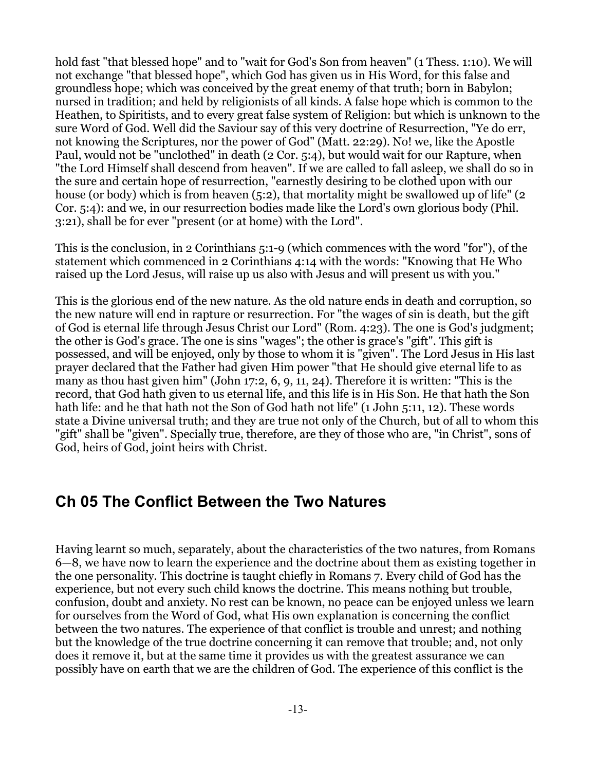hold fast "that blessed hope" and to "wait for God's Son from heaven" (1 Thess. 1:10). We will not exchange "that blessed hope", which God has given us in His Word, for this false and groundless hope; which was conceived by the great enemy of that truth; born in Babylon; nursed in tradition; and held by religionists of all kinds. A false hope which is common to the Heathen, to Spiritists, and to every great false system of Religion: but which is unknown to the sure Word of God. Well did the Saviour say of this very doctrine of Resurrection, "Ye do err, not knowing the Scriptures, nor the power of God" (Matt. 22:29). No! we, like the Apostle Paul, would not be "unclothed" in death (2 Cor. 5:4), but would wait for our Rapture, when "the Lord Himself shall descend from heaven". If we are called to fall asleep, we shall do so in the sure and certain hope of resurrection, "earnestly desiring to be clothed upon with our house (or body) which is from heaven (5:2), that mortality might be swallowed up of life" (2 Cor. 5:4): and we, in our resurrection bodies made like the Lord's own glorious body (Phil. 3:21), shall be for ever "present (or at home) with the Lord".

This is the conclusion, in 2 Corinthians 5:1-9 (which commences with the word "for"), of the statement which commenced in 2 Corinthians 4:14 with the words: "Knowing that He Who raised up the Lord Jesus, will raise up us also with Jesus and will present us with you."

This is the glorious end of the new nature. As the old nature ends in death and corruption, so the new nature will end in rapture or resurrection. For "the wages of sin is death, but the gift of God is eternal life through Jesus Christ our Lord" (Rom. 4:23). The one is God's judgment; the other is God's grace. The one is sins "wages"; the other is grace's "gift". This gift is possessed, and will be enjoyed, only by those to whom it is "given". The Lord Jesus in His last prayer declared that the Father had given Him power "that He should give eternal life to as many as thou hast given him" (John 17:2, 6, 9, 11, 24). Therefore it is written: "This is the record, that God hath given to us eternal life, and this life is in His Son. He that hath the Son hath life: and he that hath not the Son of God hath not life" (1 John 5:11, 12). These words state a Divine universal truth; and they are true not only of the Church, but of all to whom this "gift" shall be "given". Specially true, therefore, are they of those who are, "in Christ", sons of God, heirs of God, joint heirs with Christ.

## Ch 05 The Conflict Between the Two Natures

Having learnt so much, separately, about the characteristics of the two natures, from Romans 6—8, we have now to learn the experience and the doctrine about them as existing together in the one personality. This doctrine is taught chiefly in Romans 7. Every child of God has the experience, but not every such child knows the doctrine. This means nothing but trouble, confusion, doubt and anxiety. No rest can be known, no peace can be enjoyed unless we learn for ourselves from the Word of God, what His own explanation is concerning the conflict between the two natures. The experience of that conflict is trouble and unrest; and nothing but the knowledge of the true doctrine concerning it can remove that trouble; and, not only does it remove it, but at the same time it provides us with the greatest assurance we can possibly have on earth that we are the children of God. The experience of this conflict is the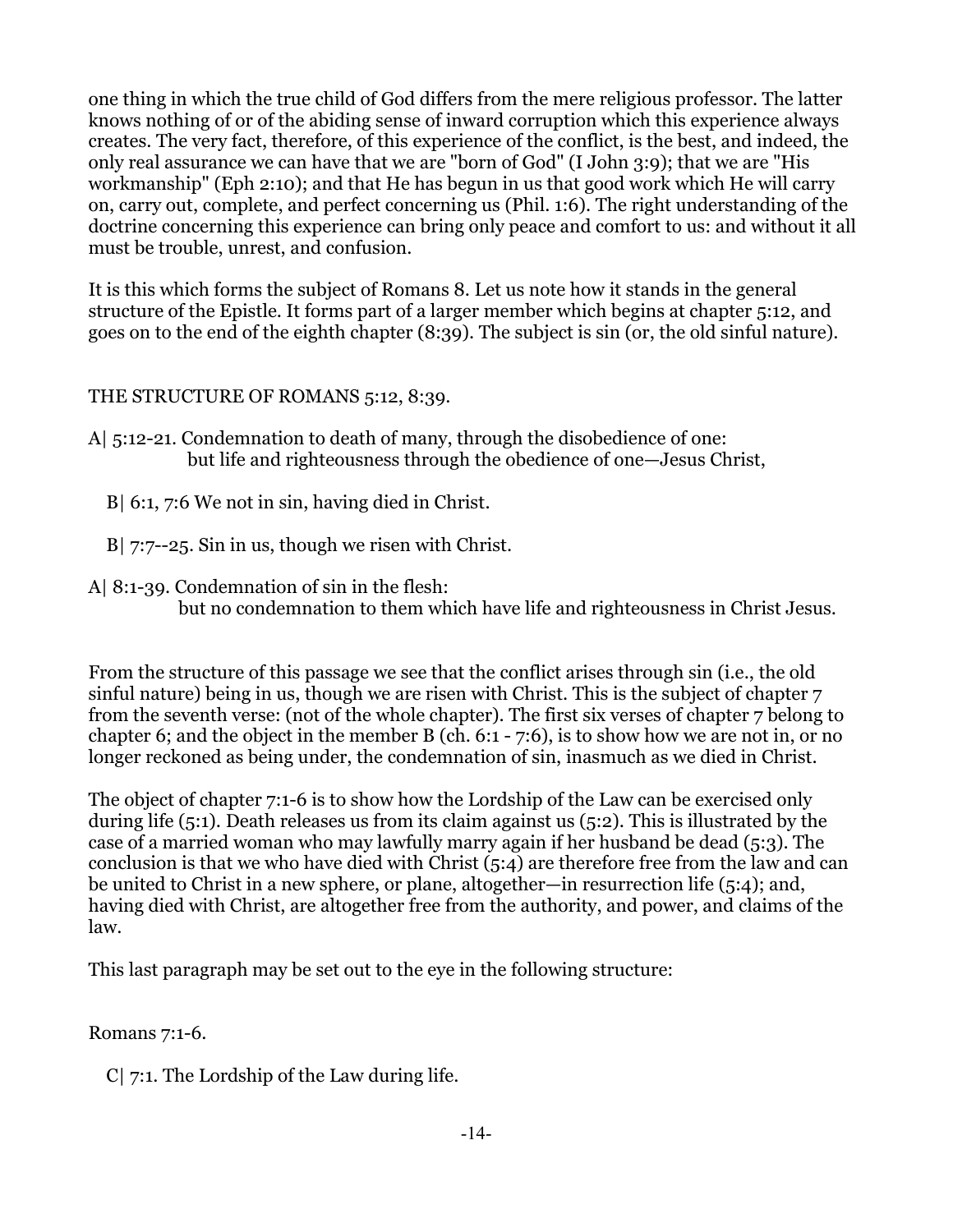one thing in which the true child of God differs from the mere religious professor. The latter knows nothing of or of the abiding sense of inward corruption which this experience always creates. The very fact, therefore, of this experience of the conflict, is the best, and indeed, the only real assurance we can have that we are "born of God" (I John 3:9); that we are "His workmanship" (Eph 2:10); and that He has begun in us that good work which He will carry on, carry out, complete, and perfect concerning us (Phil. 1:6). The right understanding of the doctrine concerning this experience can bring only peace and comfort to us: and without it all must be trouble, unrest, and confusion.

It is this which forms the subject of Romans 8. Let us note how it stands in the general structure of the Epistle. It forms part of a larger member which begins at chapter 5:12, and goes on to the end of the eighth chapter (8:39). The subject is sin (or, the old sinful nature).

THE STRUCTURE OF ROMANS 5:12, 8:39.

A| 5:12-21. Condemnation to death of many, through the disobedience of one:
  but life and righteousness through the obedience of one—Jesus Christ,

  B| 6:1, 7:6 We not in sin, having died in Christ.

  B| 7:7--25. Sin in us, though we risen with Christ.

A| 8:1-39. Condemnation of sin in the flesh:
  but no condemnation to them which have life and righteousness in Christ Jesus.

From the structure of this passage we see that the conflict arises through sin (i.e., the old sinful nature) being in us, though we are risen with Christ. This is the subject of chapter 7 from the seventh verse: (not of the whole chapter). The first six verses of chapter 7 belong to chapter 6; and the object in the member B (ch. 6:1 - 7:6), is to show how we are not in, or no longer reckoned as being under, the condemnation of sin, inasmuch as we died in Christ.

The object of chapter 7:1-6 is to show how the Lordship of the Law can be exercised only during life (5:1). Death releases us from its claim against us (5:2). This is illustrated by the case of a married woman who may lawfully marry again if her husband be dead (5:3). The conclusion is that we who have died with Christ (5:4) are therefore free from the law and can be united to Christ in a new sphere, or plane, altogether—in resurrection life (5:4); and, having died with Christ, are altogether free from the authority, and power, and claims of the law.

This last paragraph may be set out to the eye in the following structure:

Romans 7:1-6.

  C| 7:1. The Lordship of the Law during life.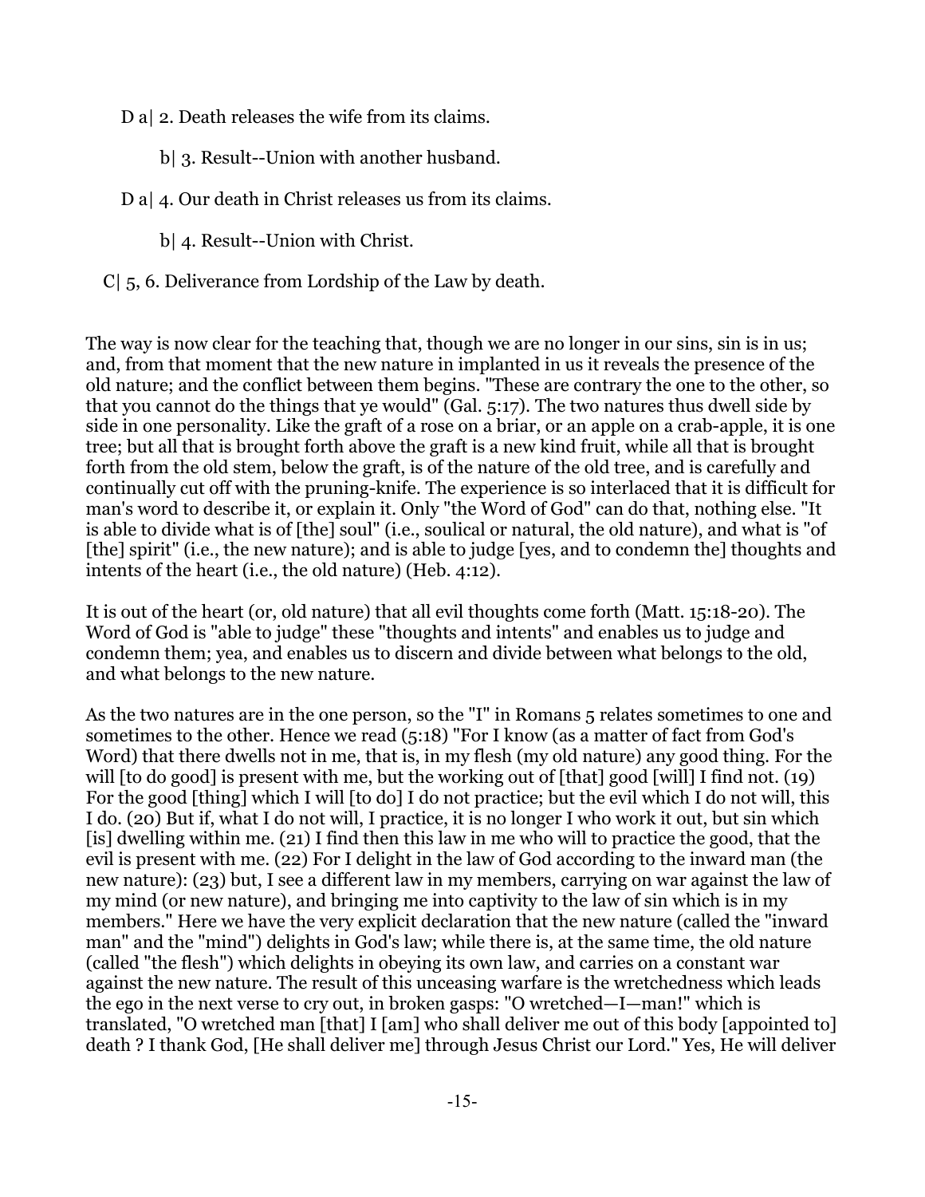D a| 2. Death releases the wife from its claims.

b| 3. Result--Union with another husband.

D a| 4. Our death in Christ releases us from its claims.

b| 4. Result--Union with Christ.

C| 5, 6. Deliverance from Lordship of the Law by death.

The way is now clear for the teaching that, though we are no longer in our sins, sin is in us; and, from that moment that the new nature in implanted in us it reveals the presence of the old nature; and the conflict between them begins. "These are contrary the one to the other, so that you cannot do the things that ye would" (Gal. 5:17). The two natures thus dwell side by side in one personality. Like the graft of a rose on a briar, or an apple on a crab-apple, it is one tree; but all that is brought forth above the graft is a new kind fruit, while all that is brought forth from the old stem, below the graft, is of the nature of the old tree, and is carefully and continually cut off with the pruning-knife. The experience is so interlaced that it is difficult for man's word to describe it, or explain it. Only "the Word of God" can do that, nothing else. "It is able to divide what is of [the] soul" (i.e., soulical or natural, the old nature), and what is "of [the] spirit" (i.e., the new nature); and is able to judge [yes, and to condemn the] thoughts and intents of the heart (i.e., the old nature) (Heb. 4:12).

It is out of the heart (or, old nature) that all evil thoughts come forth (Matt. 15:18-20). The Word of God is "able to judge" these "thoughts and intents" and enables us to judge and condemn them; yea, and enables us to discern and divide between what belongs to the old, and what belongs to the new nature.

As the two natures are in the one person, so the "I" in Romans 5 relates sometimes to one and sometimes to the other. Hence we read (5:18) "For I know (as a matter of fact from God's Word) that there dwells not in me, that is, in my flesh (my old nature) any good thing. For the will [to do good] is present with me, but the working out of [that] good [will] I find not. (19) For the good [thing] which I will [to do] I do not practice; but the evil which I do not will, this I do. (20) But if, what I do not will, I practice, it is no longer I who work it out, but sin which [is] dwelling within me. (21) I find then this law in me who will to practice the good, that the evil is present with me. (22) For I delight in the law of God according to the inward man (the new nature): (23) but, I see a different law in my members, carrying on war against the law of my mind (or new nature), and bringing me into captivity to the law of sin which is in my members." Here we have the very explicit declaration that the new nature (called the "inward man" and the "mind") delights in God's law; while there is, at the same time, the old nature (called "the flesh") which delights in obeying its own law, and carries on a constant war against the new nature. The result of this unceasing warfare is the wretchedness which leads the ego in the next verse to cry out, in broken gasps: "O wretched—I—man!" which is translated, "O wretched man [that] I [am] who shall deliver me out of this body [appointed to] death ? I thank God, [He shall deliver me] through Jesus Christ our Lord." Yes, He will deliver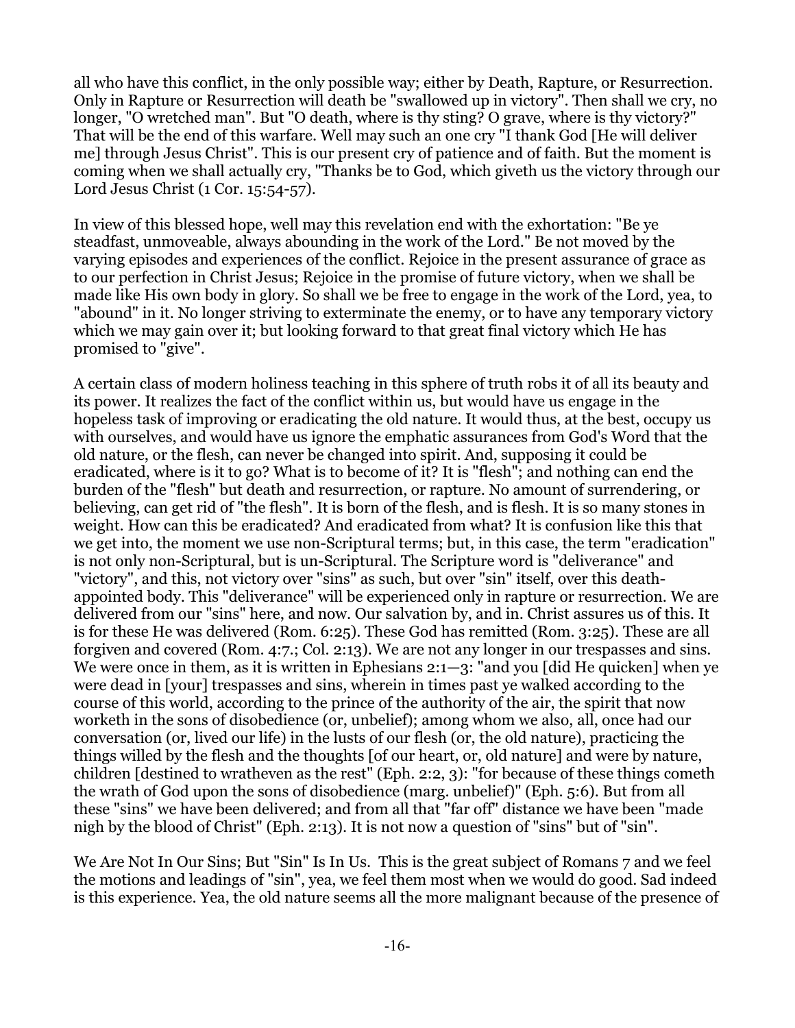all who have this conflict, in the only possible way; either by Death, Rapture, or Resurrection. Only in Rapture or Resurrection will death be "swallowed up in victory". Then shall we cry, no longer, "O wretched man". But "O death, where is thy sting? O grave, where is thy victory?" That will be the end of this warfare. Well may such an one cry "I thank God [He will deliver me] through Jesus Christ". This is our present cry of patience and of faith. But the moment is coming when we shall actually cry, "Thanks be to God, which giveth us the victory through our Lord Jesus Christ (1 Cor. 15:54-57).

In view of this blessed hope, well may this revelation end with the exhortation: "Be ye steadfast, unmoveable, always abounding in the work of the Lord." Be not moved by the varying episodes and experiences of the conflict. Rejoice in the present assurance of grace as to our perfection in Christ Jesus; Rejoice in the promise of future victory, when we shall be made like His own body in glory. So shall we be free to engage in the work of the Lord, yea, to "abound" in it. No longer striving to exterminate the enemy, or to have any temporary victory which we may gain over it; but looking forward to that great final victory which He has promised to "give".

A certain class of modern holiness teaching in this sphere of truth robs it of all its beauty and its power. It realizes the fact of the conflict within us, but would have us engage in the hopeless task of improving or eradicating the old nature. It would thus, at the best, occupy us with ourselves, and would have us ignore the emphatic assurances from God's Word that the old nature, or the flesh, can never be changed into spirit. And, supposing it could be eradicated, where is it to go? What is to become of it? It is "flesh"; and nothing can end the burden of the "flesh" but death and resurrection, or rapture. No amount of surrendering, or believing, can get rid of "the flesh". It is born of the flesh, and is flesh. It is so many stones in weight. How can this be eradicated? And eradicated from what? It is confusion like this that we get into, the moment we use non-Scriptural terms; but, in this case, the term "eradication" is not only non-Scriptural, but is un-Scriptural. The Scripture word is "deliverance" and "victory", and this, not victory over "sins" as such, but over "sin" itself, over this death-appointed body. This "deliverance" will be experienced only in rapture or resurrection. We are delivered from our "sins" here, and now. Our salvation by, and in. Christ assures us of this. It is for these He was delivered (Rom. 6:25). These God has remitted (Rom. 3:25). These are all forgiven and covered (Rom. 4:7.; Col. 2:13). We are not any longer in our trespasses and sins. We were once in them, as it is written in Ephesians 2:1—3: "and you [did He quicken] when ye were dead in [your] trespasses and sins, wherein in times past ye walked according to the course of this world, according to the prince of the authority of the air, the spirit that now worketh in the sons of disobedience (or, unbelief); among whom we also, all, once had our conversation (or, lived our life) in the lusts of our flesh (or, the old nature), practicing the things willed by the flesh and the thoughts [of our heart, or, old nature] and were by nature, children [destined to wratheven as the rest" (Eph. 2:2, 3): "for because of these things cometh the wrath of God upon the sons of disobedience (marg. unbelief)" (Eph. 5:6). But from all these "sins" we have been delivered; and from all that "far off" distance we have been "made nigh by the blood of Christ" (Eph. 2:13). It is not now a question of "sins" but of "sin".

We Are Not In Our Sins; But "Sin" Is In Us. This is the great subject of Romans 7 and we feel the motions and leadings of "sin", yea, we feel them most when we would do good. Sad indeed is this experience. Yea, the old nature seems all the more malignant because of the presence of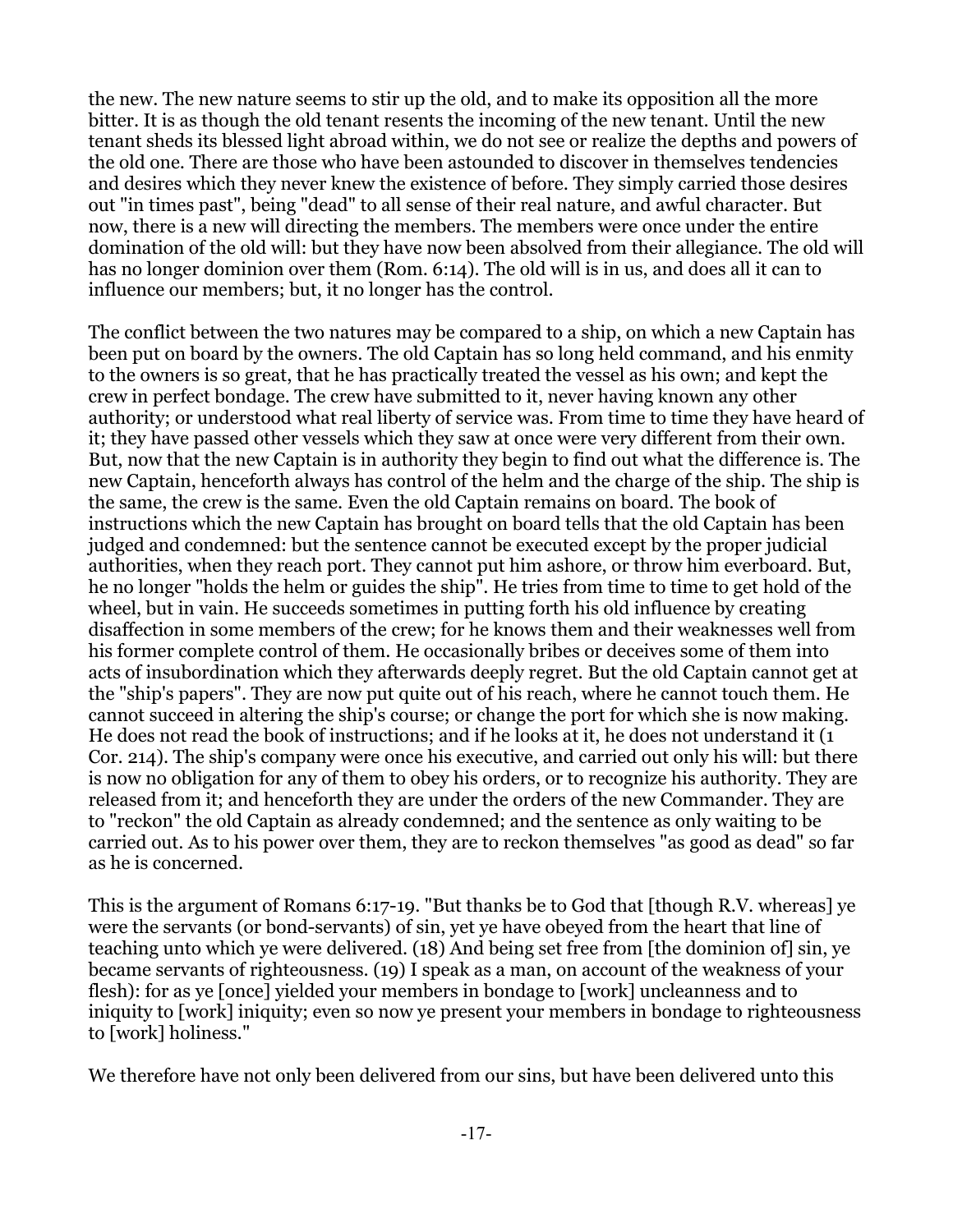the new. The new nature seems to stir up the old, and to make its opposition all the more bitter. It is as though the old tenant resents the incoming of the new tenant. Until the new tenant sheds its blessed light abroad within, we do not see or realize the depths and powers of the old one. There are those who have been astounded to discover in themselves tendencies and desires which they never knew the existence of before. They simply carried those desires out "in times past", being "dead" to all sense of their real nature, and awful character. But now, there is a new will directing the members. The members were once under the entire domination of the old will: but they have now been absolved from their allegiance. The old will has no longer dominion over them (Rom. 6:14). The old will is in us, and does all it can to influence our members; but, it no longer has the control.

The conflict between the two natures may be compared to a ship, on which a new Captain has been put on board by the owners. The old Captain has so long held command, and his enmity to the owners is so great, that he has practically treated the vessel as his own; and kept the crew in perfect bondage. The crew have submitted to it, never having known any other authority; or understood what real liberty of service was. From time to time they have heard of it; they have passed other vessels which they saw at once were very different from their own. But, now that the new Captain is in authority they begin to find out what the difference is. The new Captain, henceforth always has control of the helm and the charge of the ship. The ship is the same, the crew is the same. Even the old Captain remains on board. The book of instructions which the new Captain has brought on board tells that the old Captain has been judged and condemned: but the sentence cannot be executed except by the proper judicial authorities, when they reach port. They cannot put him ashore, or throw him everboard. But, he no longer "holds the helm or guides the ship". He tries from time to time to get hold of the wheel, but in vain. He succeeds sometimes in putting forth his old influence by creating disaffection in some members of the crew; for he knows them and their weaknesses well from his former complete control of them. He occasionally bribes or deceives some of them into acts of insubordination which they afterwards deeply regret. But the old Captain cannot get at the "ship's papers". They are now put quite out of his reach, where he cannot touch them. He cannot succeed in altering the ship's course; or change the port for which she is now making. He does not read the book of instructions; and if he looks at it, he does not understand it (1 Cor. 214). The ship's company were once his executive, and carried out only his will: but there is now no obligation for any of them to obey his orders, or to recognize his authority. They are released from it; and henceforth they are under the orders of the new Commander. They are to "reckon" the old Captain as already condemned; and the sentence as only waiting to be carried out. As to his power over them, they are to reckon themselves "as good as dead" so far as he is concerned.

This is the argument of Romans 6:17-19. "But thanks be to God that [though R.V. whereas] ye were the servants (or bond-servants) of sin, yet ye have obeyed from the heart that line of teaching unto which ye were delivered. (18) And being set free from [the dominion of] sin, ye became servants of righteousness. (19) I speak as a man, on account of the weakness of your flesh): for as ye [once] yielded your members in bondage to [work] uncleanness and to iniquity to [work] iniquity; even so now ye present your members in bondage to righteousness to [work] holiness."

We therefore have not only been delivered from our sins, but have been delivered unto this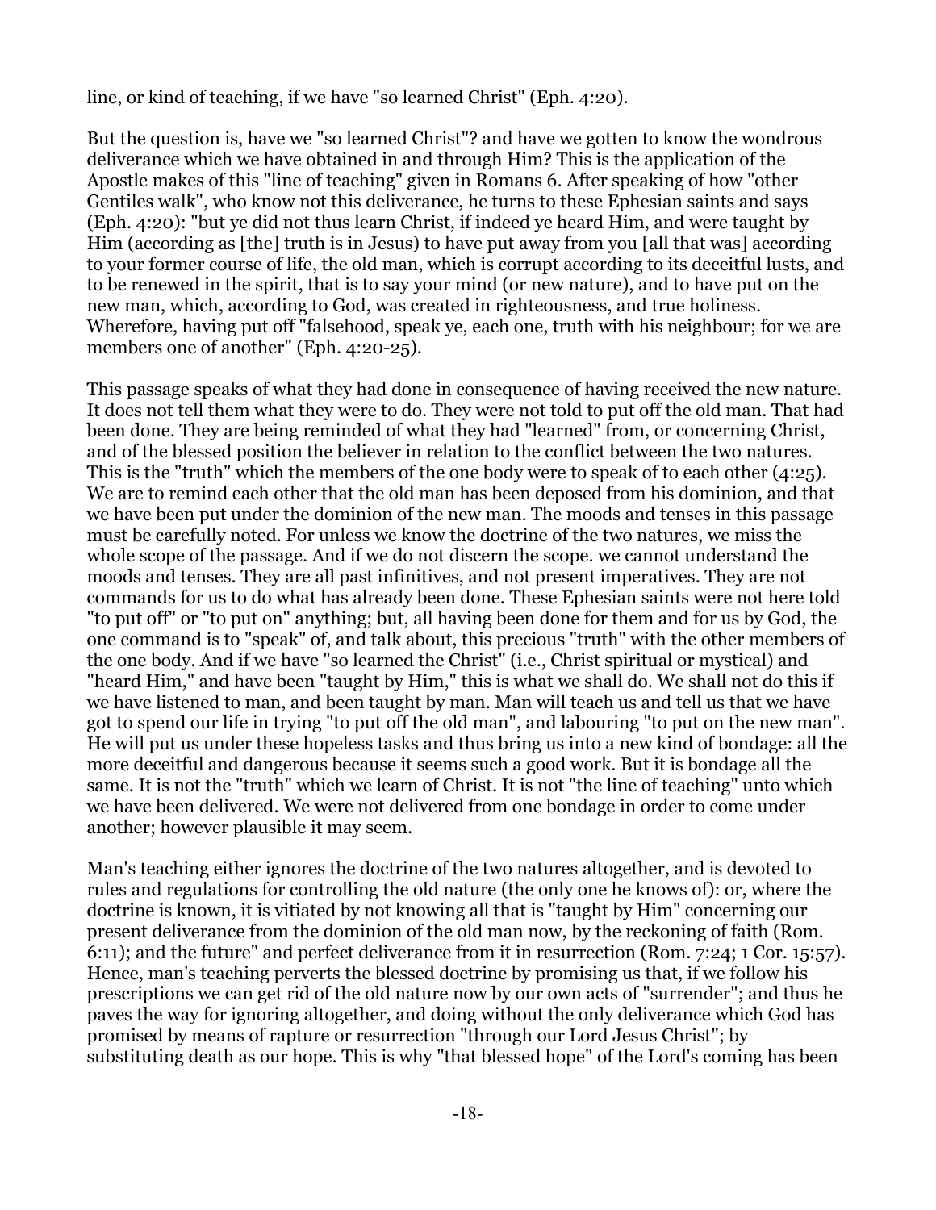line, or kind of teaching, if we have "so learned Christ" (Eph. 4:20).

But the question is, have we "so learned Christ"? and have we gotten to know the wondrous deliverance which we have obtained in and through Him? This is the application of the Apostle makes of this "line of teaching" given in Romans 6. After speaking of how "other Gentiles walk", who know not this deliverance, he turns to these Ephesian saints and says (Eph. 4:20): "but ye did not thus learn Christ, if indeed ye heard Him, and were taught by Him (according as [the] truth is in Jesus) to have put away from you [all that was] according to your former course of life, the old man, which is corrupt according to its deceitful lusts, and to be renewed in the spirit, that is to say your mind (or new nature), and to have put on the new man, which, according to God, was created in righteousness, and true holiness. Wherefore, having put off "falsehood, speak ye, each one, truth with his neighbour; for we are members one of another" (Eph. 4:20-25).

This passage speaks of what they had done in consequence of having received the new nature. It does not tell them what they were to do. They were not told to put off the old man. That had been done. They are being reminded of what they had "learned" from, or concerning Christ, and of the blessed position the believer in relation to the conflict between the two natures. This is the "truth" which the members of the one body were to speak of to each other (4:25). We are to remind each other that the old man has been deposed from his dominion, and that we have been put under the dominion of the new man. The moods and tenses in this passage must be carefully noted. For unless we know the doctrine of the two natures, we miss the whole scope of the passage. And if we do not discern the scope. we cannot understand the moods and tenses. They are all past infinitives, and not present imperatives. They are not commands for us to do what has already been done. These Ephesian saints were not here told "to put off" or "to put on" anything; but, all having been done for them and for us by God, the one command is to "speak" of, and talk about, this precious "truth" with the other members of the one body. And if we have "so learned the Christ" (i.e., Christ spiritual or mystical) and "heard Him," and have been "taught by Him," this is what we shall do. We shall not do this if we have listened to man, and been taught by man. Man will teach us and tell us that we have got to spend our life in trying "to put off the old man", and labouring "to put on the new man". He will put us under these hopeless tasks and thus bring us into a new kind of bondage: all the more deceitful and dangerous because it seems such a good work. But it is bondage all the same. It is not the "truth" which we learn of Christ. It is not "the line of teaching" unto which we have been delivered. We were not delivered from one bondage in order to come under another; however plausible it may seem.

Man's teaching either ignores the doctrine of the two natures altogether, and is devoted to rules and regulations for controlling the old nature (the only one he knows of): or, where the doctrine is known, it is vitiated by not knowing all that is "taught by Him" concerning our present deliverance from the dominion of the old man now, by the reckoning of faith (Rom. 6:11); and the future" and perfect deliverance from it in resurrection (Rom. 7:24; 1 Cor. 15:57). Hence, man's teaching perverts the blessed doctrine by promising us that, if we follow his prescriptions we can get rid of the old nature now by our own acts of "surrender"; and thus he paves the way for ignoring altogether, and doing without the only deliverance which God has promised by means of rapture or resurrection "through our Lord Jesus Christ"; by substituting death as our hope. This is why "that blessed hope" of the Lord's coming has been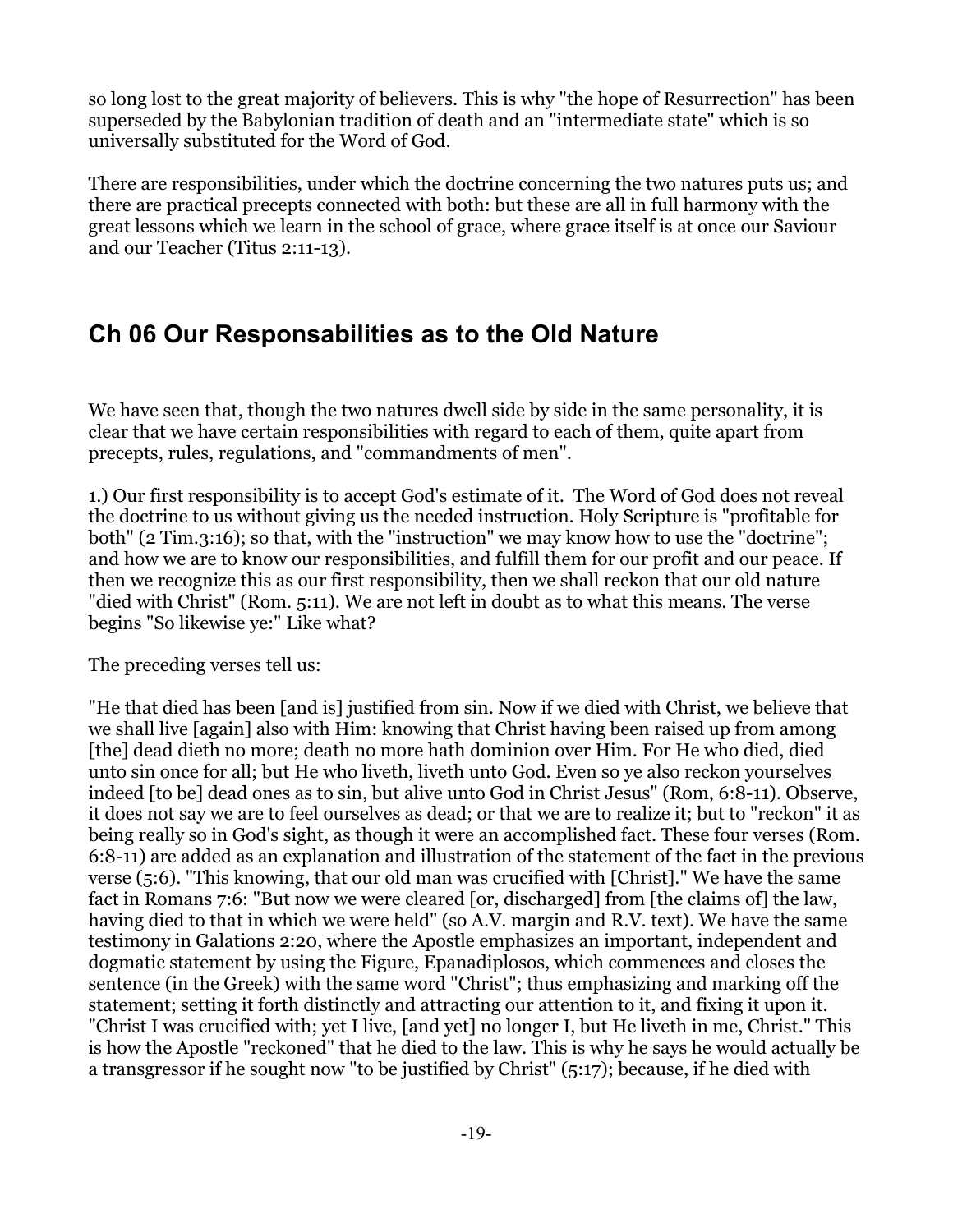so long lost to the great majority of believers. This is why "the hope of Resurrection" has been superseded by the Babylonian tradition of death and an "intermediate state" which is so universally substituted for the Word of God.

There are responsibilities, under which the doctrine concerning the two natures puts us; and there are practical precepts connected with both: but these are all in full harmony with the great lessons which we learn in the school of grace, where grace itself is at once our Saviour and our Teacher (Titus 2:11-13).

## Ch 06 Our Responsabilities as to the Old Nature

We have seen that, though the two natures dwell side by side in the same personality, it is clear that we have certain responsibilities with regard to each of them, quite apart from precepts, rules, regulations, and "commandments of men".

1.) Our first responsibility is to accept God's estimate of it. The Word of God does not reveal the doctrine to us without giving us the needed instruction. Holy Scripture is "profitable for both" (2 Tim.3:16); so that, with the "instruction" we may know how to use the "doctrine"; and how we are to know our responsibilities, and fulfill them for our profit and our peace. If then we recognize this as our first responsibility, then we shall reckon that our old nature "died with Christ" (Rom. 5:11). We are not left in doubt as to what this means. The verse begins "So likewise ye:" Like what?

The preceding verses tell us:

"He that died has been [and is] justified from sin. Now if we died with Christ, we believe that we shall live [again] also with Him: knowing that Christ having been raised up from among [the] dead dieth no more; death no more hath dominion over Him. For He who died, died unto sin once for all; but He who liveth, liveth unto God. Even so ye also reckon yourselves indeed [to be] dead ones as to sin, but alive unto God in Christ Jesus" (Rom, 6:8-11). Observe, it does not say we are to feel ourselves as dead; or that we are to realize it; but to "reckon" it as being really so in God's sight, as though it were an accomplished fact. These four verses (Rom. 6:8-11) are added as an explanation and illustration of the statement of the fact in the previous verse (5:6). "This knowing, that our old man was crucified with [Christ]." We have the same fact in Romans 7:6: "But now we were cleared [or, discharged] from [the claims of] the law, having died to that in which we were held" (so A.V. margin and R.V. text). We have the same testimony in Galations 2:20, where the Apostle emphasizes an important, independent and dogmatic statement by using the Figure, Epanadiplosos, which commences and closes the sentence (in the Greek) with the same word "Christ"; thus emphasizing and marking off the statement; setting it forth distinctly and attracting our attention to it, and fixing it upon it. "Christ I was crucified with; yet I live, [and yet] no longer I, but He liveth in me, Christ." This is how the Apostle "reckoned" that he died to the law. This is why he says he would actually be a transgressor if he sought now "to be justified by Christ" (5:17); because, if he died with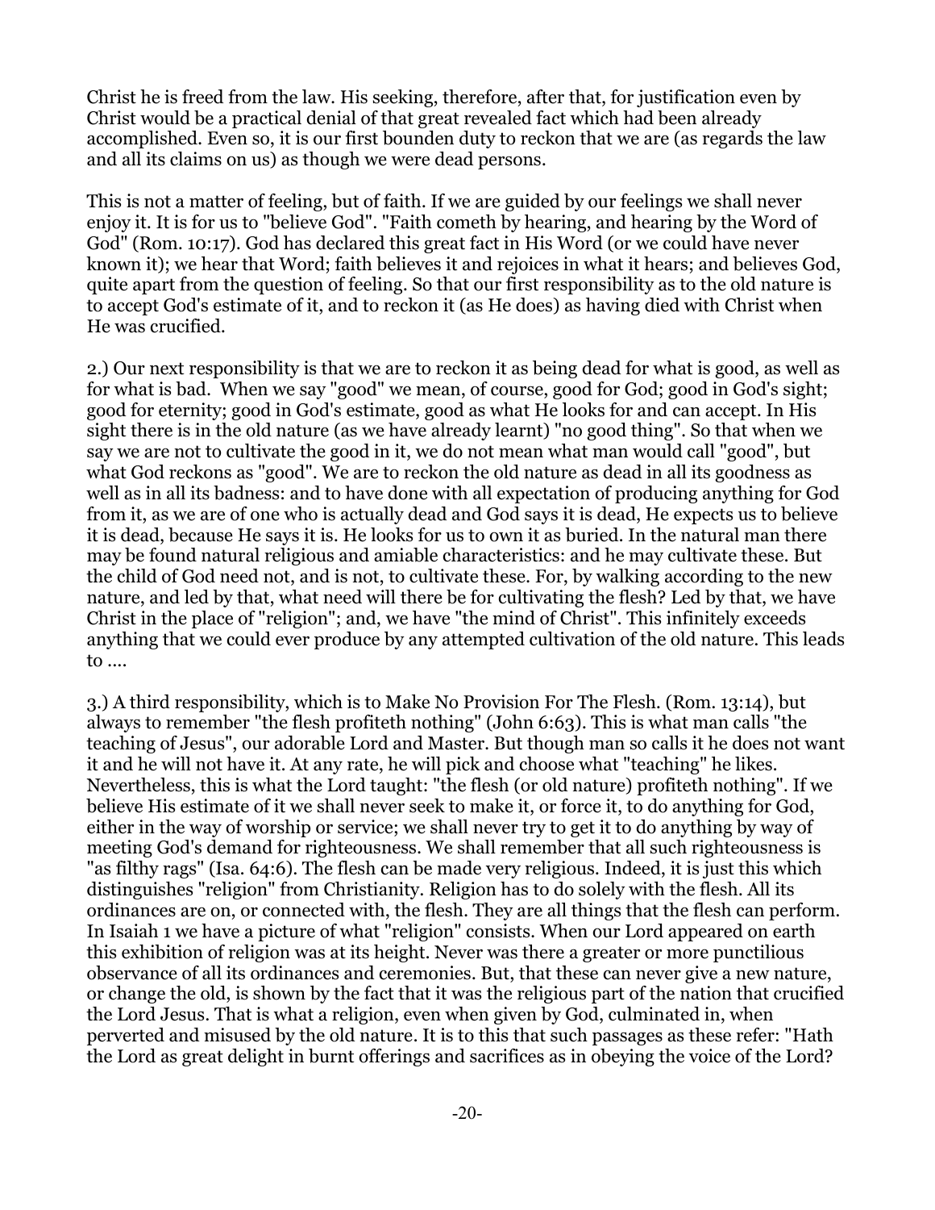Christ he is freed from the law. His seeking, therefore, after that, for justification even by Christ would be a practical denial of that great revealed fact which had been already accomplished. Even so, it is our first bounden duty to reckon that we are (as regards the law and all its claims on us) as though we were dead persons.

This is not a matter of feeling, but of faith. If we are guided by our feelings we shall never enjoy it. It is for us to "believe God". "Faith cometh by hearing, and hearing by the Word of God" (Rom. 10:17). God has declared this great fact in His Word (or we could have never known it); we hear that Word; faith believes it and rejoices in what it hears; and believes God, quite apart from the question of feeling. So that our first responsibility as to the old nature is to accept God's estimate of it, and to reckon it (as He does) as having died with Christ when He was crucified.

2.) Our next responsibility is that we are to reckon it as being dead for what is good, as well as for what is bad. When we say "good" we mean, of course, good for God; good in God's sight; good for eternity; good in God's estimate, good as what He looks for and can accept. In His sight there is in the old nature (as we have already learnt) "no good thing". So that when we say we are not to cultivate the good in it, we do not mean what man would call "good", but what God reckons as "good". We are to reckon the old nature as dead in all its goodness as well as in all its badness: and to have done with all expectation of producing anything for God from it, as we are of one who is actually dead and God says it is dead, He expects us to believe it is dead, because He says it is. He looks for us to own it as buried. In the natural man there may be found natural religious and amiable characteristics: and he may cultivate these. But the child of God need not, and is not, to cultivate these. For, by walking according to the new nature, and led by that, what need will there be for cultivating the flesh? Led by that, we have Christ in the place of "religion"; and, we have "the mind of Christ". This infinitely exceeds anything that we could ever produce by any attempted cultivation of the old nature. This leads to ....

3.) A third responsibility, which is to Make No Provision For The Flesh. (Rom. 13:14), but always to remember "the flesh profiteth nothing" (John 6:63). This is what man calls "the teaching of Jesus", our adorable Lord and Master. But though man so calls it he does not want it and he will not have it. At any rate, he will pick and choose what "teaching" he likes. Nevertheless, this is what the Lord taught: "the flesh (or old nature) profiteth nothing". If we believe His estimate of it we shall never seek to make it, or force it, to do anything for God, either in the way of worship or service; we shall never try to get it to do anything by way of meeting God's demand for righteousness. We shall remember that all such righteousness is "as filthy rags" (Isa. 64:6). The flesh can be made very religious. Indeed, it is just this which distinguishes "religion" from Christianity. Religion has to do solely with the flesh. All its ordinances are on, or connected with, the flesh. They are all things that the flesh can perform. In Isaiah 1 we have a picture of what "religion" consists. When our Lord appeared on earth this exhibition of religion was at its height. Never was there a greater or more punctilious observance of all its ordinances and ceremonies. But, that these can never give a new nature, or change the old, is shown by the fact that it was the religious part of the nation that crucified the Lord Jesus. That is what a religion, even when given by God, culminated in, when perverted and misused by the old nature. It is to this that such passages as these refer: "Hath the Lord as great delight in burnt offerings and sacrifices as in obeying the voice of the Lord?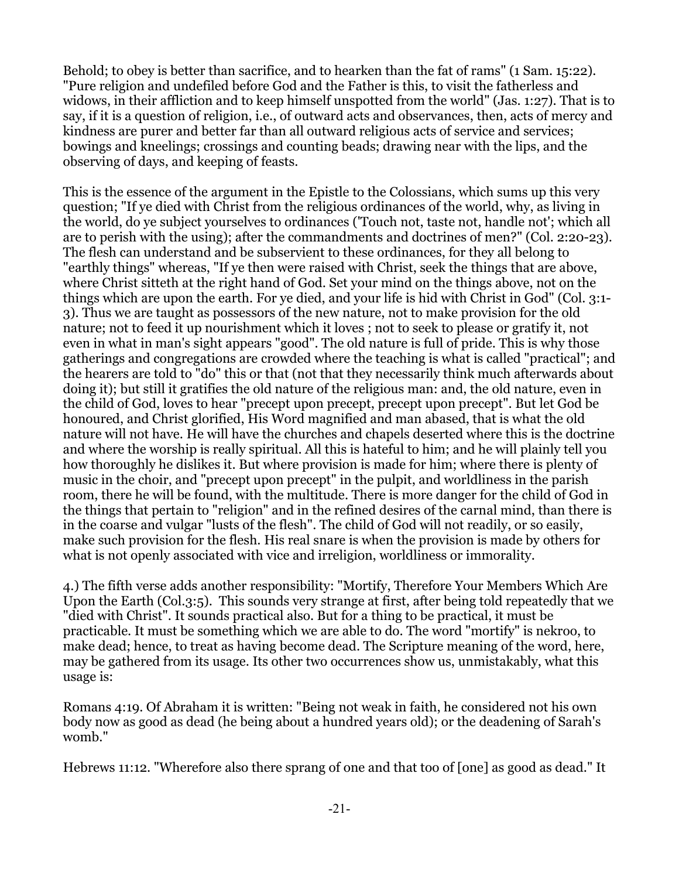Behold; to obey is better than sacrifice, and to hearken than the fat of rams" (1 Sam. 15:22). "Pure religion and undefiled before God and the Father is this, to visit the fatherless and widows, in their affliction and to keep himself unspotted from the world" (Jas. 1:27). That is to say, if it is a question of religion, i.e., of outward acts and observances, then, acts of mercy and kindness are purer and better far than all outward religious acts of service and services; bowings and kneelings; crossings and counting beads; drawing near with the lips, and the observing of days, and keeping of feasts.

This is the essence of the argument in the Epistle to the Colossians, which sums up this very question; "If ye died with Christ from the religious ordinances of the world, why, as living in the world, do ye subject yourselves to ordinances ('Touch not, taste not, handle not'; which all are to perish with the using); after the commandments and doctrines of men?" (Col. 2:20-23). The flesh can understand and be subservient to these ordinances, for they all belong to "earthly things" whereas, "If ye then were raised with Christ, seek the things that are above, where Christ sitteth at the right hand of God. Set your mind on the things above, not on the things which are upon the earth. For ye died, and your life is hid with Christ in God" (Col. 3:1-3). Thus we are taught as possessors of the new nature, not to make provision for the old nature; not to feed it up nourishment which it loves ; not to seek to please or gratify it, not even in what in man's sight appears "good". The old nature is full of pride. This is why those gatherings and congregations are crowded where the teaching is what is called "practical"; and the hearers are told to "do" this or that (not that they necessarily think much afterwards about doing it); but still it gratifies the old nature of the religious man: and, the old nature, even in the child of God, loves to hear "precept upon precept, precept upon precept". But let God be honoured, and Christ glorified, His Word magnified and man abased, that is what the old nature will not have. He will have the churches and chapels deserted where this is the doctrine and where the worship is really spiritual. All this is hateful to him; and he will plainly tell you how thoroughly he dislikes it. But where provision is made for him; where there is plenty of music in the choir, and "precept upon precept" in the pulpit, and worldliness in the parish room, there he will be found, with the multitude. There is more danger for the child of God in the things that pertain to "religion" and in the refined desires of the carnal mind, than there is in the coarse and vulgar "lusts of the flesh". The child of God will not readily, or so easily, make such provision for the flesh. His real snare is when the provision is made by others for what is not openly associated with vice and irreligion, worldliness or immorality.

4.) The fifth verse adds another responsibility: "Mortify, Therefore Your Members Which Are Upon the Earth (Col.3:5). This sounds very strange at first, after being told repeatedly that we "died with Christ". It sounds practical also. But for a thing to be practical, it must be practicable. It must be something which we are able to do. The word "mortify" is nekroo, to make dead; hence, to treat as having become dead. The Scripture meaning of the word, here, may be gathered from its usage. Its other two occurrences show us, unmistakably, what this usage is:

Romans 4:19. Of Abraham it is written: "Being not weak in faith, he considered not his own body now as good as dead (he being about a hundred years old); or the deadening of Sarah's womb."

Hebrews 11:12. "Wherefore also there sprang of one and that too of [one] as good as dead." It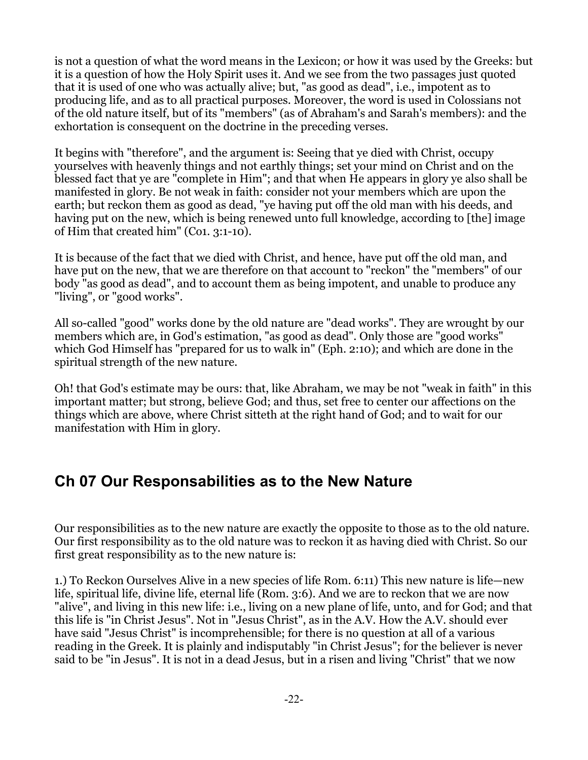is not a question of what the word means in the Lexicon; or how it was used by the Greeks: but it is a question of how the Holy Spirit uses it. And we see from the two passages just quoted that it is used of one who was actually alive; but, "as good as dead", i.e., impotent as to producing life, and as to all practical purposes. Moreover, the word is used in Colossians not of the old nature itself, but of its "members" (as of Abraham's and Sarah's members): and the exhortation is consequent on the doctrine in the preceding verses.

It begins with "therefore", and the argument is: Seeing that ye died with Christ, occupy yourselves with heavenly things and not earthly things; set your mind on Christ and on the blessed fact that ye are "complete in Him"; and that when He appears in glory ye also shall be manifested in glory. Be not weak in faith: consider not your members which are upon the earth; but reckon them as good as dead, "ye having put off the old man with his deeds, and having put on the new, which is being renewed unto full knowledge, according to [the] image of Him that created him" (Co1. 3:1-10).

It is because of the fact that we died with Christ, and hence, have put off the old man, and have put on the new, that we are therefore on that account to "reckon" the "members" of our body "as good as dead", and to account them as being impotent, and unable to produce any "living", or "good works".

All so-called "good" works done by the old nature are "dead works". They are wrought by our members which are, in God's estimation, "as good as dead". Only those are "good works" which God Himself has "prepared for us to walk in" (Eph. 2:10); and which are done in the spiritual strength of the new nature.

Oh! that God's estimate may be ours: that, like Abraham, we may be not "weak in faith" in this important matter; but strong, believe God; and thus, set free to center our affections on the things which are above, where Christ sitteth at the right hand of God; and to wait for our manifestation with Him in glory.

## Ch 07 Our Responsabilities as to the New Nature

Our responsibilities as to the new nature are exactly the opposite to those as to the old nature. Our first responsibility as to the old nature was to reckon it as having died with Christ. So our first great responsibility as to the new nature is:

1.) To Reckon Ourselves Alive in a new species of life Rom. 6:11) This new nature is life—new life, spiritual life, divine life, eternal life (Rom. 3:6). And we are to reckon that we are now "alive", and living in this new life: i.e., living on a new plane of life, unto, and for God; and that this life is "in Christ Jesus". Not in "Jesus Christ", as in the A.V. How the A.V. should ever have said "Jesus Christ" is incomprehensible; for there is no question at all of a various reading in the Greek. It is plainly and indisputably "in Christ Jesus"; for the believer is never said to be "in Jesus". It is not in a dead Jesus, but in a risen and living "Christ" that we now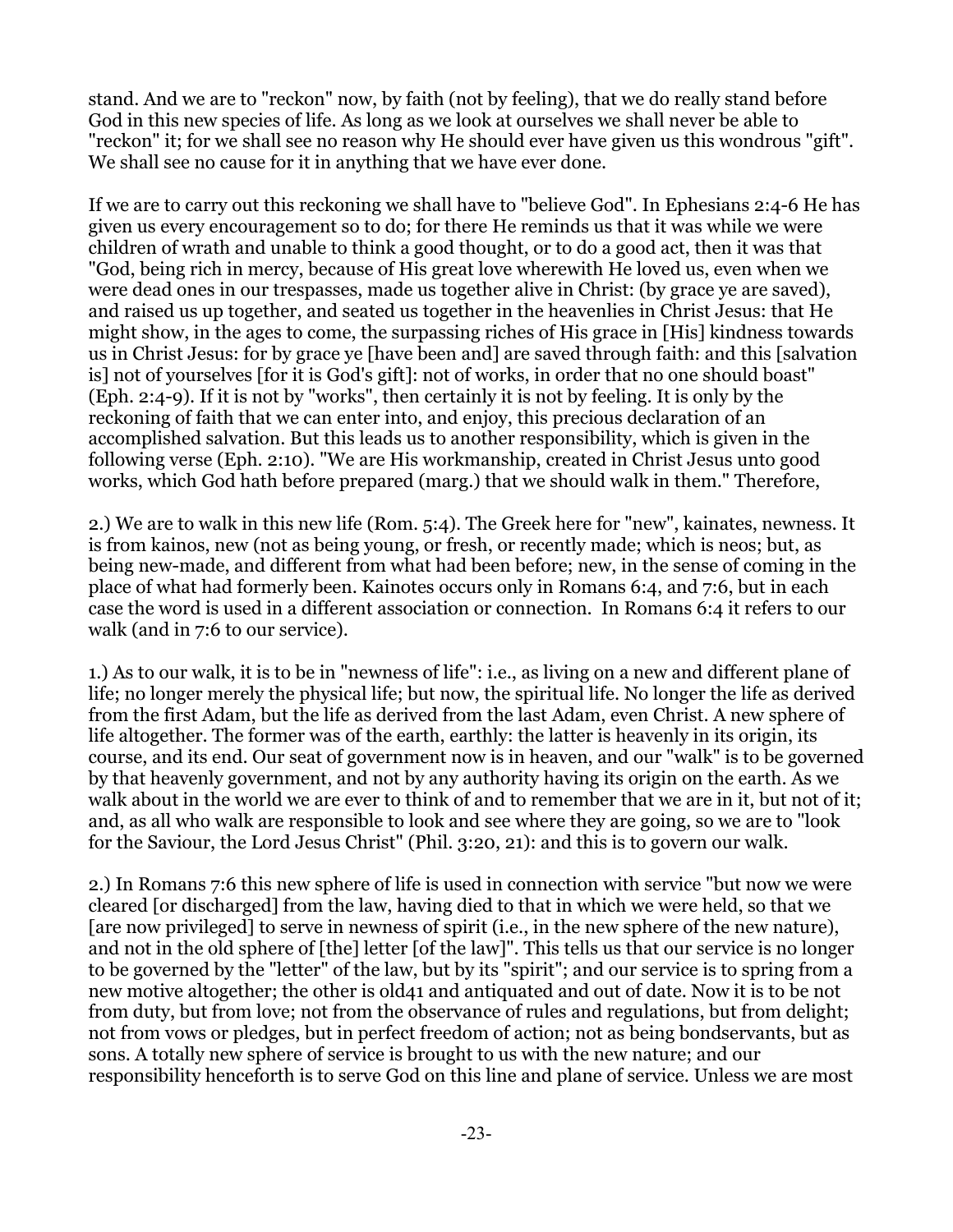stand. And we are to "reckon" now, by faith (not by feeling), that we do really stand before God in this new species of life. As long as we look at ourselves we shall never be able to "reckon" it; for we shall see no reason why He should ever have given us this wondrous "gift". We shall see no cause for it in anything that we have ever done.

If we are to carry out this reckoning we shall have to "believe God". In Ephesians 2:4-6 He has given us every encouragement so to do; for there He reminds us that it was while we were children of wrath and unable to think a good thought, or to do a good act, then it was that "God, being rich in mercy, because of His great love wherewith He loved us, even when we were dead ones in our trespasses, made us together alive in Christ: (by grace ye are saved), and raised us up together, and seated us together in the heavenlies in Christ Jesus: that He might show, in the ages to come, the surpassing riches of His grace in [His] kindness towards us in Christ Jesus: for by grace ye [have been and] are saved through faith: and this [salvation is] not of yourselves [for it is God's gift]: not of works, in order that no one should boast" (Eph. 2:4-9). If it is not by "works", then certainly it is not by feeling. It is only by the reckoning of faith that we can enter into, and enjoy, this precious declaration of an accomplished salvation. But this leads us to another responsibility, which is given in the following verse (Eph. 2:10). "We are His workmanship, created in Christ Jesus unto good works, which God hath before prepared (marg.) that we should walk in them." Therefore,

2.) We are to walk in this new life (Rom. 5:4). The Greek here for "new", kainates, newness. It is from kainos, new (not as being young, or fresh, or recently made; which is neos; but, as being new-made, and different from what had been before; new, in the sense of coming in the place of what had formerly been. Kainotes occurs only in Romans 6:4, and 7:6, but in each case the word is used in a different association or connection. In Romans 6:4 it refers to our walk (and in 7:6 to our service).

1.) As to our walk, it is to be in "newness of life": i.e., as living on a new and different plane of life; no longer merely the physical life; but now, the spiritual life. No longer the life as derived from the first Adam, but the life as derived from the last Adam, even Christ. A new sphere of life altogether. The former was of the earth, earthly: the latter is heavenly in its origin, its course, and its end. Our seat of government now is in heaven, and our "walk" is to be governed by that heavenly government, and not by any authority having its origin on the earth. As we walk about in the world we are ever to think of and to remember that we are in it, but not of it; and, as all who walk are responsible to look and see where they are going, so we are to "look for the Saviour, the Lord Jesus Christ" (Phil. 3:20, 21): and this is to govern our walk.

2.) In Romans 7:6 this new sphere of life is used in connection with service "but now we were cleared [or discharged] from the law, having died to that in which we were held, so that we [are now privileged] to serve in newness of spirit (i.e., in the new sphere of the new nature), and not in the old sphere of [the] letter [of the law]". This tells us that our service is no longer to be governed by the "letter" of the law, but by its "spirit"; and our service is to spring from a new motive altogether; the other is old41 and antiquated and out of date. Now it is to be not from duty, but from love; not from the observance of rules and regulations, but from delight; not from vows or pledges, but in perfect freedom of action; not as being bondservants, but as sons. A totally new sphere of service is brought to us with the new nature; and our responsibility henceforth is to serve God on this line and plane of service. Unless we are most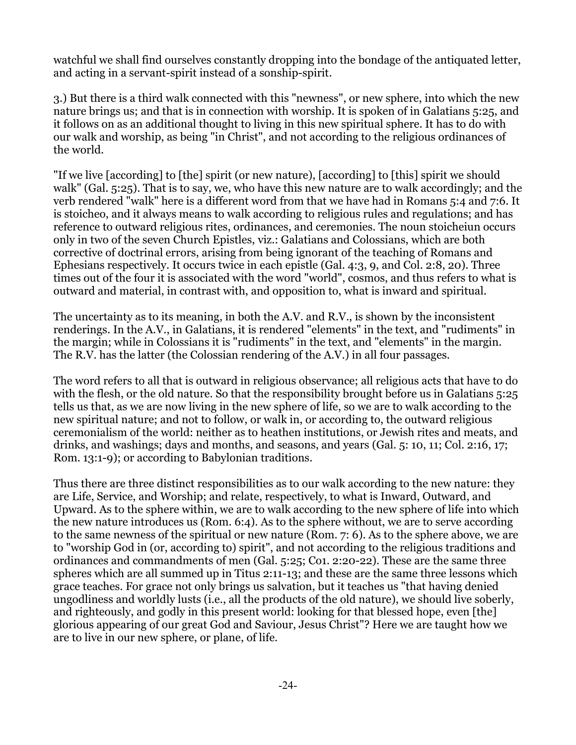watchful we shall find ourselves constantly dropping into the bondage of the antiquated letter, and acting in a servant-spirit instead of a sonship-spirit.

3.) But there is a third walk connected with this "newness", or new sphere, into which the new nature brings us; and that is in connection with worship. It is spoken of in Galatians 5:25, and it follows on as an additional thought to living in this new spiritual sphere. It has to do with our walk and worship, as being "in Christ", and not according to the religious ordinances of the world.

"If we live [according] to [the] spirit (or new nature), [according] to [this] spirit we should walk" (Gal. 5:25). That is to say, we, who have this new nature are to walk accordingly; and the verb rendered "walk" here is a different word from that we have had in Romans 5:4 and 7:6. It is stoicheo, and it always means to walk according to religious rules and regulations; and has reference to outward religious rites, ordinances, and ceremonies. The noun stoicheiun occurs only in two of the seven Church Epistles, viz.: Galatians and Colossians, which are both corrective of doctrinal errors, arising from being ignorant of the teaching of Romans and Ephesians respectively. It occurs twice in each epistle (Gal. 4:3, 9, and Col. 2:8, 20). Three times out of the four it is associated with the word "world", cosmos, and thus refers to what is outward and material, in contrast with, and opposition to, what is inward and spiritual.

The uncertainty as to its meaning, in both the A.V. and R.V., is shown by the inconsistent renderings. In the A.V., in Galatians, it is rendered "elements" in the text, and "rudiments" in the margin; while in Colossians it is "rudiments" in the text, and "elements" in the margin. The R.V. has the latter (the Colossian rendering of the A.V.) in all four passages.

The word refers to all that is outward in religious observance; all religious acts that have to do with the flesh, or the old nature. So that the responsibility brought before us in Galatians 5:25 tells us that, as we are now living in the new sphere of life, so we are to walk according to the new spiritual nature; and not to follow, or walk in, or according to, the outward religious ceremonialism of the world: neither as to heathen institutions, or Jewish rites and meats, and drinks, and washings; days and months, and seasons, and years (Gal. 5: 10, 11; Col. 2:16, 17; Rom. 13:1-9); or according to Babylonian traditions.

Thus there are three distinct responsibilities as to our walk according to the new nature: they are Life, Service, and Worship; and relate, respectively, to what is Inward, Outward, and Upward. As to the sphere within, we are to walk according to the new sphere of life into which the new nature introduces us (Rom. 6:4). As to the sphere without, we are to serve according to the same newness of the spiritual or new nature (Rom. 7: 6). As to the sphere above, we are to "worship God in (or, according to) spirit", and not according to the religious traditions and ordinances and commandments of men (Gal. 5:25; Co1. 2:20-22). These are the same three spheres which are all summed up in Titus 2:11-13; and these are the same three lessons which grace teaches. For grace not only brings us salvation, but it teaches us "that having denied ungodliness and worldly lusts (i.e., all the products of the old nature), we should live soberly, and righteously, and godly in this present world: looking for that blessed hope, even [the] glorious appearing of our great God and Saviour, Jesus Christ"? Here we are taught how we are to live in our new sphere, or plane, of life.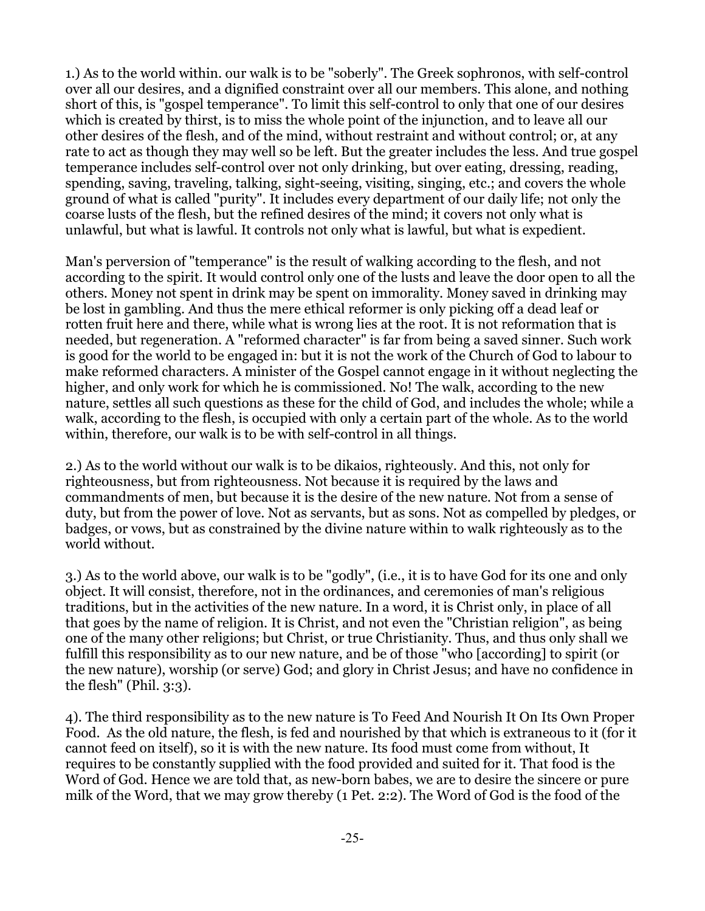1.) As to the world within. our walk is to be "soberly". The Greek sophronos, with self-control over all our desires, and a dignified constraint over all our members. This alone, and nothing short of this, is "gospel temperance". To limit this self-control to only that one of our desires which is created by thirst, is to miss the whole point of the injunction, and to leave all our other desires of the flesh, and of the mind, without restraint and without control; or, at any rate to act as though they may well so be left. But the greater includes the less. And true gospel temperance includes self-control over not only drinking, but over eating, dressing, reading, spending, saving, traveling, talking, sight-seeing, visiting, singing, etc.; and covers the whole ground of what is called "purity". It includes every department of our daily life; not only the coarse lusts of the flesh, but the refined desires of the mind; it covers not only what is unlawful, but what is lawful. It controls not only what is lawful, but what is expedient.

Man's perversion of "temperance" is the result of walking according to the flesh, and not according to the spirit. It would control only one of the lusts and leave the door open to all the others. Money not spent in drink may be spent on immorality. Money saved in drinking may be lost in gambling. And thus the mere ethical reformer is only picking off a dead leaf or rotten fruit here and there, while what is wrong lies at the root. It is not reformation that is needed, but regeneration. A "reformed character" is far from being a saved sinner. Such work is good for the world to be engaged in: but it is not the work of the Church of God to labour to make reformed characters. A minister of the Gospel cannot engage in it without neglecting the higher, and only work for which he is commissioned. No! The walk, according to the new nature, settles all such questions as these for the child of God, and includes the whole; while a walk, according to the flesh, is occupied with only a certain part of the whole. As to the world within, therefore, our walk is to be with self-control in all things.

2.) As to the world without our walk is to be dikaios, righteously. And this, not only for righteousness, but from righteousness. Not because it is required by the laws and commandments of men, but because it is the desire of the new nature. Not from a sense of duty, but from the power of love. Not as servants, but as sons. Not as compelled by pledges, or badges, or vows, but as constrained by the divine nature within to walk righteously as to the world without.

3.) As to the world above, our walk is to be "godly", (i.e., it is to have God for its one and only object. It will consist, therefore, not in the ordinances, and ceremonies of man's religious traditions, but in the activities of the new nature. In a word, it is Christ only, in place of all that goes by the name of religion. It is Christ, and not even the "Christian religion", as being one of the many other religions; but Christ, or true Christianity. Thus, and thus only shall we fulfill this responsibility as to our new nature, and be of those "who [according] to spirit (or the new nature), worship (or serve) God; and glory in Christ Jesus; and have no confidence in the flesh" (Phil. 3:3).

4). The third responsibility as to the new nature is To Feed And Nourish It On Its Own Proper Food. As the old nature, the flesh, is fed and nourished by that which is extraneous to it (for it cannot feed on itself), so it is with the new nature. Its food must come from without, It requires to be constantly supplied with the food provided and suited for it. That food is the Word of God. Hence we are told that, as new-born babes, we are to desire the sincere or pure milk of the Word, that we may grow thereby (1 Pet. 2:2). The Word of God is the food of the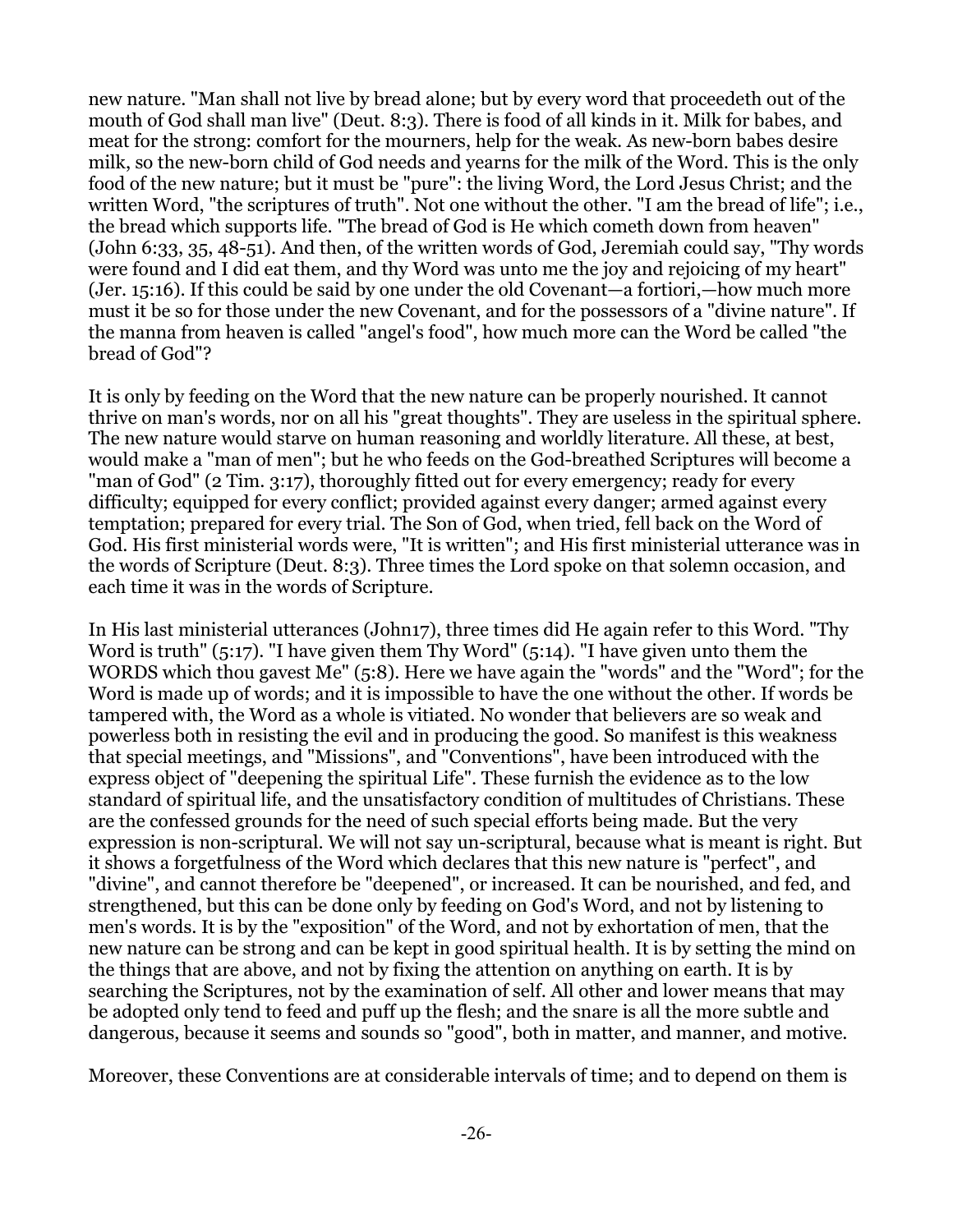new nature. "Man shall not live by bread alone; but by every word that proceedeth out of the mouth of God shall man live" (Deut. 8:3). There is food of all kinds in it. Milk for babes, and meat for the strong: comfort for the mourners, help for the weak. As new-born babes desire milk, so the new-born child of God needs and yearns for the milk of the Word. This is the only food of the new nature; but it must be "pure": the living Word, the Lord Jesus Christ; and the written Word, "the scriptures of truth". Not one without the other. "I am the bread of life"; i.e., the bread which supports life. "The bread of God is He which cometh down from heaven" (John 6:33, 35, 48-51). And then, of the written words of God, Jeremiah could say, "Thy words were found and I did eat them, and thy Word was unto me the joy and rejoicing of my heart" (Jer. 15:16). If this could be said by one under the old Covenant—a fortiori,—how much more must it be so for those under the new Covenant, and for the possessors of a "divine nature". If the manna from heaven is called "angel's food", how much more can the Word be called "the bread of God"?

It is only by feeding on the Word that the new nature can be properly nourished. It cannot thrive on man's words, nor on all his "great thoughts". They are useless in the spiritual sphere. The new nature would starve on human reasoning and worldly literature. All these, at best, would make a "man of men"; but he who feeds on the God-breathed Scriptures will become a "man of God" (2 Tim. 3:17), thoroughly fitted out for every emergency; ready for every difficulty; equipped for every conflict; provided against every danger; armed against every temptation; prepared for every trial. The Son of God, when tried, fell back on the Word of God. His first ministerial words were, "It is written"; and His first ministerial utterance was in the words of Scripture (Deut. 8:3). Three times the Lord spoke on that solemn occasion, and each time it was in the words of Scripture.

In His last ministerial utterances (John17), three times did He again refer to this Word. "Thy Word is truth" (5:17). "I have given them Thy Word" (5:14). "I have given unto them the WORDS which thou gavest Me" (5:8). Here we have again the "words" and the "Word"; for the Word is made up of words; and it is impossible to have the one without the other. If words be tampered with, the Word as a whole is vitiated. No wonder that believers are so weak and powerless both in resisting the evil and in producing the good. So manifest is this weakness that special meetings, and "Missions", and "Conventions", have been introduced with the express object of "deepening the spiritual Life". These furnish the evidence as to the low standard of spiritual life, and the unsatisfactory condition of multitudes of Christians. These are the confessed grounds for the need of such special efforts being made. But the very expression is non-scriptural. We will not say un-scriptural, because what is meant is right. But it shows a forgetfulness of the Word which declares that this new nature is "perfect", and "divine", and cannot therefore be "deepened", or increased. It can be nourished, and fed, and strengthened, but this can be done only by feeding on God's Word, and not by listening to men's words. It is by the "exposition" of the Word, and not by exhortation of men, that the new nature can be strong and can be kept in good spiritual health. It is by setting the mind on the things that are above, and not by fixing the attention on anything on earth. It is by searching the Scriptures, not by the examination of self. All other and lower means that may be adopted only tend to feed and puff up the flesh; and the snare is all the more subtle and dangerous, because it seems and sounds so "good", both in matter, and manner, and motive.

Moreover, these Conventions are at considerable intervals of time; and to depend on them is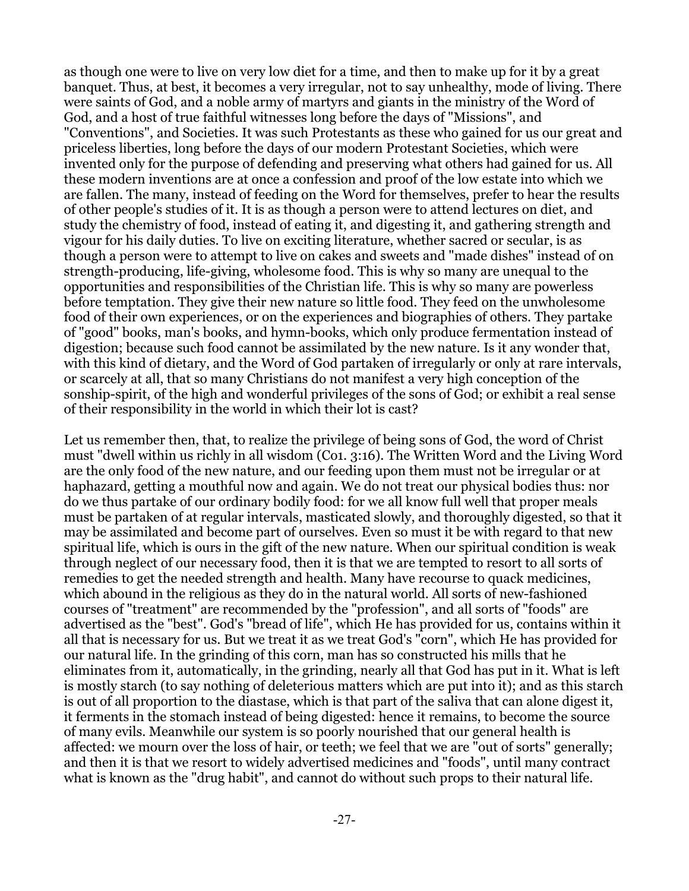as though one were to live on very low diet for a time, and then to make up for it by a great banquet. Thus, at best, it becomes a very irregular, not to say unhealthy, mode of living. There were saints of God, and a noble army of martyrs and giants in the ministry of the Word of God, and a host of true faithful witnesses long before the days of "Missions", and "Conventions", and Societies. It was such Protestants as these who gained for us our great and priceless liberties, long before the days of our modern Protestant Societies, which were invented only for the purpose of defending and preserving what others had gained for us. All these modern inventions are at once a confession and proof of the low estate into which we are fallen. The many, instead of feeding on the Word for themselves, prefer to hear the results of other people's studies of it. It is as though a person were to attend lectures on diet, and study the chemistry of food, instead of eating it, and digesting it, and gathering strength and vigour for his daily duties. To live on exciting literature, whether sacred or secular, is as though a person were to attempt to live on cakes and sweets and "made dishes" instead of on strength-producing, life-giving, wholesome food. This is why so many are unequal to the opportunities and responsibilities of the Christian life. This is why so many are powerless before temptation. They give their new nature so little food. They feed on the unwholesome food of their own experiences, or on the experiences and biographies of others. They partake of "good" books, man's books, and hymn-books, which only produce fermentation instead of digestion; because such food cannot be assimilated by the new nature. Is it any wonder that, with this kind of dietary, and the Word of God partaken of irregularly or only at rare intervals, or scarcely at all, that so many Christians do not manifest a very high conception of the sonship-spirit, of the high and wonderful privileges of the sons of God; or exhibit a real sense of their responsibility in the world in which their lot is cast?

Let us remember then, that, to realize the privilege of being sons of God, the word of Christ must "dwell within us richly in all wisdom (Co1. 3:16). The Written Word and the Living Word are the only food of the new nature, and our feeding upon them must not be irregular or at haphazard, getting a mouthful now and again. We do not treat our physical bodies thus: nor do we thus partake of our ordinary bodily food: for we all know full well that proper meals must be partaken of at regular intervals, masticated slowly, and thoroughly digested, so that it may be assimilated and become part of ourselves. Even so must it be with regard to that new spiritual life, which is ours in the gift of the new nature. When our spiritual condition is weak through neglect of our necessary food, then it is that we are tempted to resort to all sorts of remedies to get the needed strength and health. Many have recourse to quack medicines, which abound in the religious as they do in the natural world. All sorts of new-fashioned courses of "treatment" are recommended by the "profession", and all sorts of "foods" are advertised as the "best". God's "bread of life", which He has provided for us, contains within it all that is necessary for us. But we treat it as we treat God's "corn", which He has provided for our natural life. In the grinding of this corn, man has so constructed his mills that he eliminates from it, automatically, in the grinding, nearly all that God has put in it. What is left is mostly starch (to say nothing of deleterious matters which are put into it); and as this starch is out of all proportion to the diastase, which is that part of the saliva that can alone digest it, it ferments in the stomach instead of being digested: hence it remains, to become the source of many evils. Meanwhile our system is so poorly nourished that our general health is affected: we mourn over the loss of hair, or teeth; we feel that we are "out of sorts" generally; and then it is that we resort to widely advertised medicines and "foods", until many contract what is known as the "drug habit", and cannot do without such props to their natural life.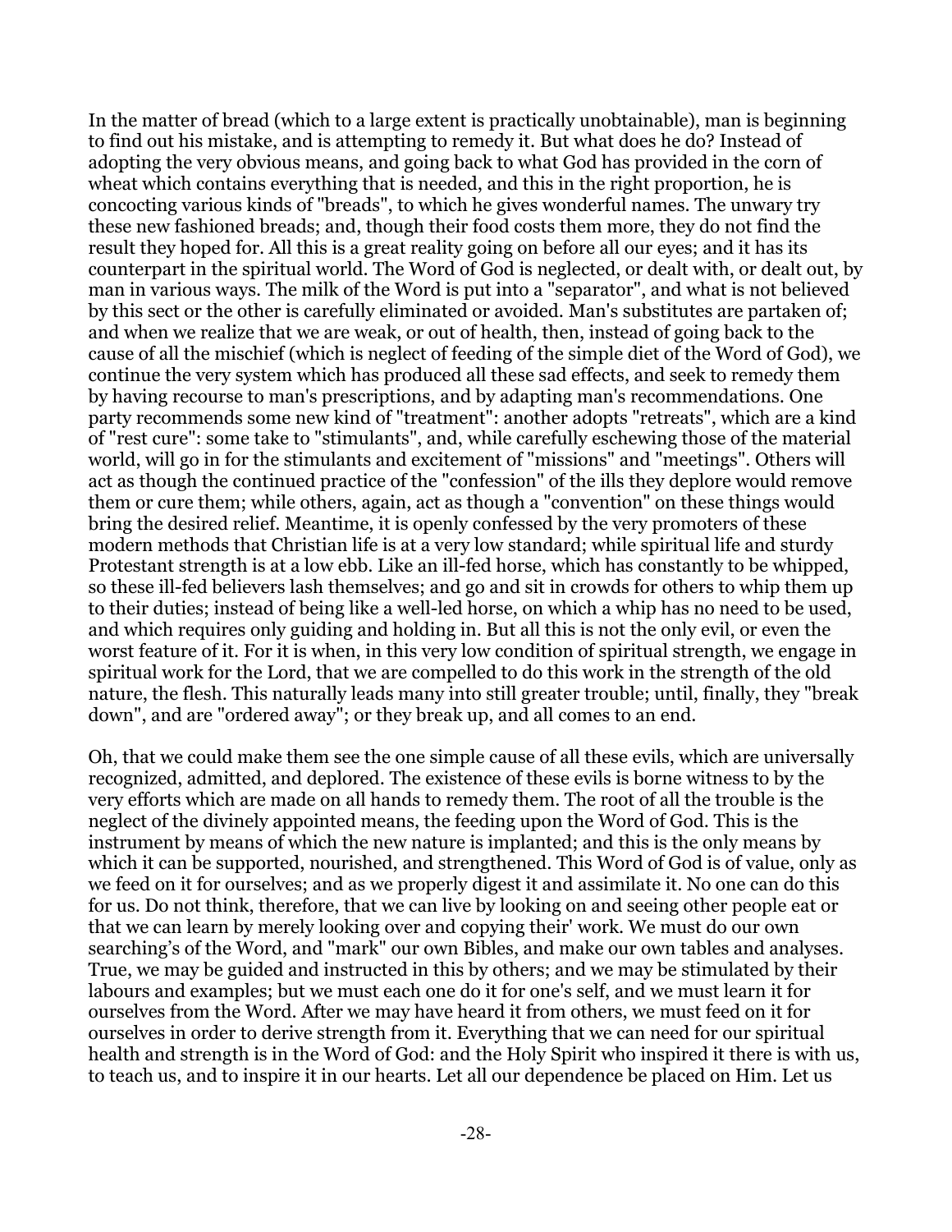In the matter of bread (which to a large extent is practically unobtainable), man is beginning to find out his mistake, and is attempting to remedy it. But what does he do? Instead of adopting the very obvious means, and going back to what God has provided in the corn of wheat which contains everything that is needed, and this in the right proportion, he is concocting various kinds of "breads", to which he gives wonderful names. The unwary try these new fashioned breads; and, though their food costs them more, they do not find the result they hoped for. All this is a great reality going on before all our eyes; and it has its counterpart in the spiritual world. The Word of God is neglected, or dealt with, or dealt out, by man in various ways. The milk of the Word is put into a "separator", and what is not believed by this sect or the other is carefully eliminated or avoided. Man's substitutes are partaken of; and when we realize that we are weak, or out of health, then, instead of going back to the cause of all the mischief (which is neglect of feeding of the simple diet of the Word of God), we continue the very system which has produced all these sad effects, and seek to remedy them by having recourse to man's prescriptions, and by adapting man's recommendations. One party recommends some new kind of "treatment": another adopts "retreats", which are a kind of "rest cure": some take to "stimulants", and, while carefully eschewing those of the material world, will go in for the stimulants and excitement of "missions" and "meetings". Others will act as though the continued practice of the "confession" of the ills they deplore would remove them or cure them; while others, again, act as though a "convention" on these things would bring the desired relief. Meantime, it is openly confessed by the very promoters of these modern methods that Christian life is at a very low standard; while spiritual life and sturdy Protestant strength is at a low ebb. Like an ill-fed horse, which has constantly to be whipped, so these ill-fed believers lash themselves; and go and sit in crowds for others to whip them up to their duties; instead of being like a well-led horse, on which a whip has no need to be used, and which requires only guiding and holding in. But all this is not the only evil, or even the worst feature of it. For it is when, in this very low condition of spiritual strength, we engage in spiritual work for the Lord, that we are compelled to do this work in the strength of the old nature, the flesh. This naturally leads many into still greater trouble; until, finally, they "break down", and are "ordered away"; or they break up, and all comes to an end.

Oh, that we could make them see the one simple cause of all these evils, which are universally recognized, admitted, and deplored. The existence of these evils is borne witness to by the very efforts which are made on all hands to remedy them. The root of all the trouble is the neglect of the divinely appointed means, the feeding upon the Word of God. This is the instrument by means of which the new nature is implanted; and this is the only means by which it can be supported, nourished, and strengthened. This Word of God is of value, only as we feed on it for ourselves; and as we properly digest it and assimilate it. No one can do this for us. Do not think, therefore, that we can live by looking on and seeing other people eat or that we can learn by merely looking over and copying their' work. We must do our own searching's of the Word, and "mark" our own Bibles, and make our own tables and analyses. True, we may be guided and instructed in this by others; and we may be stimulated by their labours and examples; but we must each one do it for one's self, and we must learn it for ourselves from the Word. After we may have heard it from others, we must feed on it for ourselves in order to derive strength from it. Everything that we can need for our spiritual health and strength is in the Word of God: and the Holy Spirit who inspired it there is with us, to teach us, and to inspire it in our hearts. Let all our dependence be placed on Him. Let us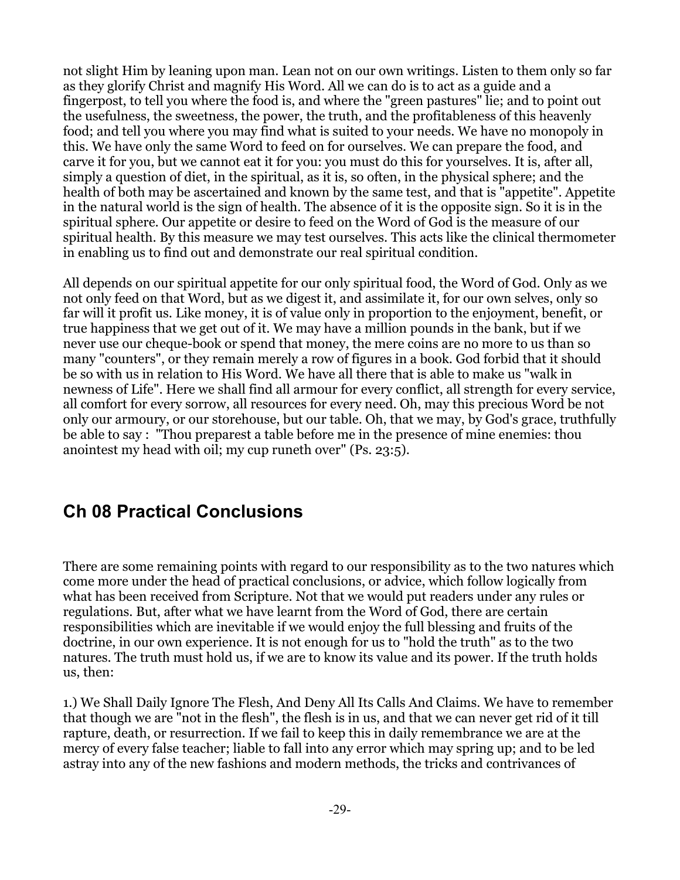not slight Him by leaning upon man. Lean not on our own writings. Listen to them only so far as they glorify Christ and magnify His Word. All we can do is to act as a guide and a fingerpost, to tell you where the food is, and where the "green pastures" lie; and to point out the usefulness, the sweetness, the power, the truth, and the profitableness of this heavenly food; and tell you where you may find what is suited to your needs. We have no monopoly in this. We have only the same Word to feed on for ourselves. We can prepare the food, and carve it for you, but we cannot eat it for you: you must do this for yourselves. It is, after all, simply a question of diet, in the spiritual, as it is, so often, in the physical sphere; and the health of both may be ascertained and known by the same test, and that is "appetite". Appetite in the natural world is the sign of health. The absence of it is the opposite sign. So it is in the spiritual sphere. Our appetite or desire to feed on the Word of God is the measure of our spiritual health. By this measure we may test ourselves. This acts like the clinical thermometer in enabling us to find out and demonstrate our real spiritual condition.

All depends on our spiritual appetite for our only spiritual food, the Word of God. Only as we not only feed on that Word, but as we digest it, and assimilate it, for our own selves, only so far will it profit us. Like money, it is of value only in proportion to the enjoyment, benefit, or true happiness that we get out of it. We may have a million pounds in the bank, but if we never use our cheque-book or spend that money, the mere coins are no more to us than so many "counters", or they remain merely a row of figures in a book. God forbid that it should be so with us in relation to His Word. We have all there that is able to make us "walk in newness of Life". Here we shall find all armour for every conflict, all strength for every service, all comfort for every sorrow, all resources for every need. Oh, may this precious Word be not only our armoury, or our storehouse, but our table. Oh, that we may, by God's grace, truthfully be able to say : "Thou preparest a table before me in the presence of mine enemies: thou anointest my head with oil; my cup runeth over" (Ps. 23:5).

## Ch 08 Practical Conclusions

There are some remaining points with regard to our responsibility as to the two natures which come more under the head of practical conclusions, or advice, which follow logically from what has been received from Scripture. Not that we would put readers under any rules or regulations. But, after what we have learnt from the Word of God, there are certain responsibilities which are inevitable if we would enjoy the full blessing and fruits of the doctrine, in our own experience. It is not enough for us to "hold the truth" as to the two natures. The truth must hold us, if we are to know its value and its power. If the truth holds us, then:

1.) We Shall Daily Ignore The Flesh, And Deny All Its Calls And Claims. We have to remember that though we are "not in the flesh", the flesh is in us, and that we can never get rid of it till rapture, death, or resurrection. If we fail to keep this in daily remembrance we are at the mercy of every false teacher; liable to fall into any error which may spring up; and to be led astray into any of the new fashions and modern methods, the tricks and contrivances of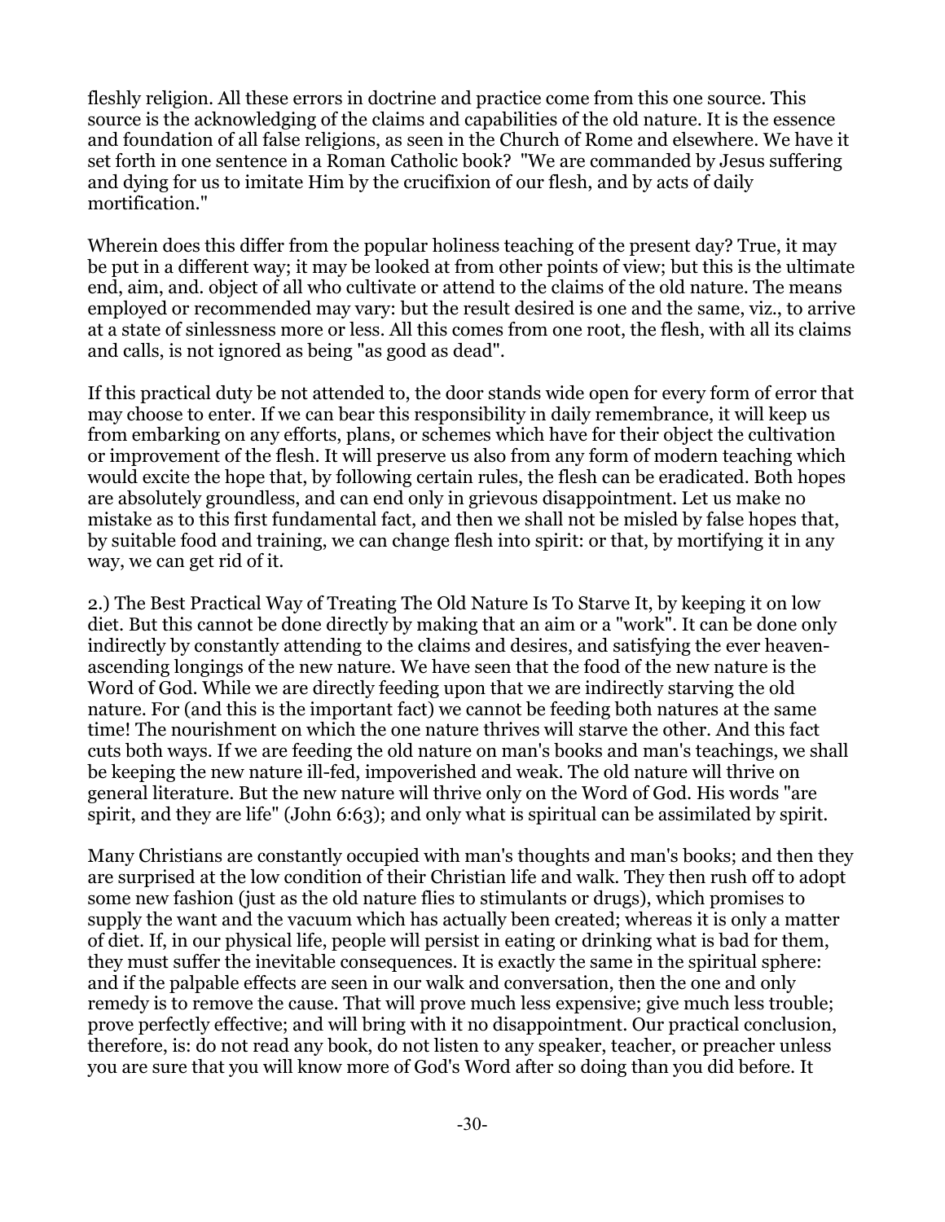fleshly religion. All these errors in doctrine and practice come from this one source. This source is the acknowledging of the claims and capabilities of the old nature. It is the essence and foundation of all false religions, as seen in the Church of Rome and elsewhere. We have it set forth in one sentence in a Roman Catholic book? "We are commanded by Jesus suffering and dying for us to imitate Him by the crucifixion of our flesh, and by acts of daily mortification."

Wherein does this differ from the popular holiness teaching of the present day? True, it may be put in a different way; it may be looked at from other points of view; but this is the ultimate end, aim, and. object of all who cultivate or attend to the claims of the old nature. The means employed or recommended may vary: but the result desired is one and the same, viz., to arrive at a state of sinlessness more or less. All this comes from one root, the flesh, with all its claims and calls, is not ignored as being "as good as dead".

If this practical duty be not attended to, the door stands wide open for every form of error that may choose to enter. If we can bear this responsibility in daily remembrance, it will keep us from embarking on any efforts, plans, or schemes which have for their object the cultivation or improvement of the flesh. It will preserve us also from any form of modern teaching which would excite the hope that, by following certain rules, the flesh can be eradicated. Both hopes are absolutely groundless, and can end only in grievous disappointment. Let us make no mistake as to this first fundamental fact, and then we shall not be misled by false hopes that, by suitable food and training, we can change flesh into spirit: or that, by mortifying it in any way, we can get rid of it.

2.) The Best Practical Way of Treating The Old Nature Is To Starve It, by keeping it on low diet. But this cannot be done directly by making that an aim or a "work". It can be done only indirectly by constantly attending to the claims and desires, and satisfying the ever heaven-ascending longings of the new nature. We have seen that the food of the new nature is the Word of God. While we are directly feeding upon that we are indirectly starving the old nature. For (and this is the important fact) we cannot be feeding both natures at the same time! The nourishment on which the one nature thrives will starve the other. And this fact cuts both ways. If we are feeding the old nature on man's books and man's teachings, we shall be keeping the new nature ill-fed, impoverished and weak. The old nature will thrive on general literature. But the new nature will thrive only on the Word of God. His words "are spirit, and they are life" (John 6:63); and only what is spiritual can be assimilated by spirit.

Many Christians are constantly occupied with man's thoughts and man's books; and then they are surprised at the low condition of their Christian life and walk. They then rush off to adopt some new fashion (just as the old nature flies to stimulants or drugs), which promises to supply the want and the vacuum which has actually been created; whereas it is only a matter of diet. If, in our physical life, people will persist in eating or drinking what is bad for them, they must suffer the inevitable consequences. It is exactly the same in the spiritual sphere: and if the palpable effects are seen in our walk and conversation, then the one and only remedy is to remove the cause. That will prove much less expensive; give much less trouble; prove perfectly effective; and will bring with it no disappointment. Our practical conclusion, therefore, is: do not read any book, do not listen to any speaker, teacher, or preacher unless you are sure that you will know more of God's Word after so doing than you did before. It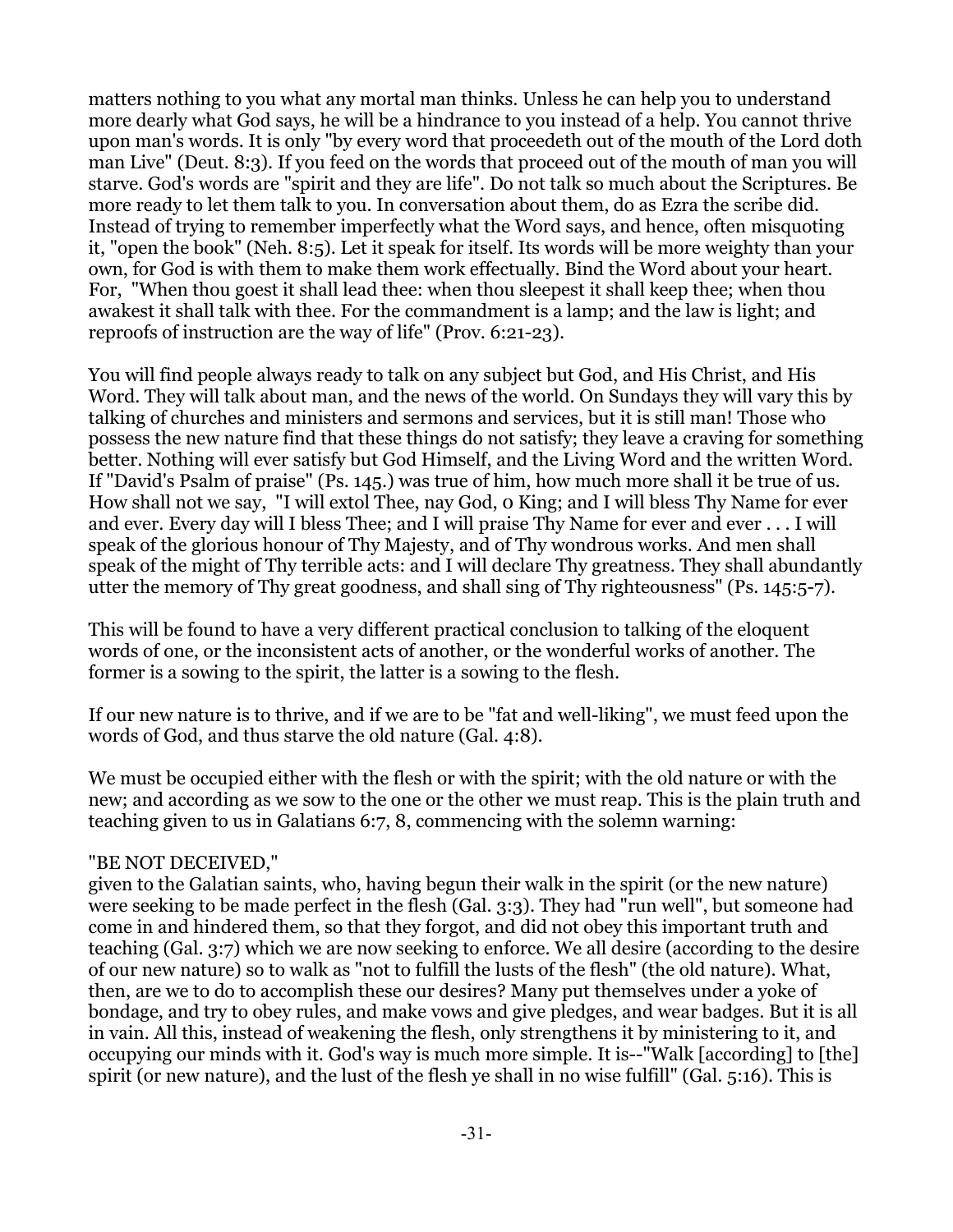matters nothing to you what any mortal man thinks. Unless he can help you to understand more dearly what God says, he will be a hindrance to you instead of a help. You cannot thrive upon man's words. It is only "by every word that proceedeth out of the mouth of the Lord doth man Live" (Deut. 8:3). If you feed on the words that proceed out of the mouth of man you will starve. God's words are "spirit and they are life". Do not talk so much about the Scriptures. Be more ready to let them talk to you. In conversation about them, do as Ezra the scribe did. Instead of trying to remember imperfectly what the Word says, and hence, often misquoting it, "open the book" (Neh. 8:5). Let it speak for itself. Its words will be more weighty than your own, for God is with them to make them work effectually. Bind the Word about your heart. For, "When thou goest it shall lead thee: when thou sleepest it shall keep thee; when thou awakest it shall talk with thee. For the commandment is a lamp; and the law is light; and reproofs of instruction are the way of life" (Prov. 6:21-23).

You will find people always ready to talk on any subject but God, and His Christ, and His Word. They will talk about man, and the news of the world. On Sundays they will vary this by talking of churches and ministers and sermons and services, but it is still man! Those who possess the new nature find that these things do not satisfy; they leave a craving for something better. Nothing will ever satisfy but God Himself, and the Living Word and the written Word. If "David's Psalm of praise" (Ps. 145.) was true of him, how much more shall it be true of us. How shall not we say, "I will extol Thee, nay God, 0 King; and I will bless Thy Name for ever and ever. Every day will I bless Thee; and I will praise Thy Name for ever and ever . . . I will speak of the glorious honour of Thy Majesty, and of Thy wondrous works. And men shall speak of the might of Thy terrible acts: and I will declare Thy greatness. They shall abundantly utter the memory of Thy great goodness, and shall sing of Thy righteousness" (Ps. 145:5-7).

This will be found to have a very different practical conclusion to talking of the eloquent words of one, or the inconsistent acts of another, or the wonderful works of another. The former is a sowing to the spirit, the latter is a sowing to the flesh.

If our new nature is to thrive, and if we are to be "fat and well-liking", we must feed upon the words of God, and thus starve the old nature (Gal. 4:8).

We must be occupied either with the flesh or with the spirit; with the old nature or with the new; and according as we sow to the one or the other we must reap. This is the plain truth and teaching given to us in Galatians 6:7, 8, commencing with the solemn warning:

"BE NOT DECEIVED,"
given to the Galatian saints, who, having begun their walk in the spirit (or the new nature) were seeking to be made perfect in the flesh (Gal. 3:3). They had "run well", but someone had come in and hindered them, so that they forgot, and did not obey this important truth and teaching (Gal. 3:7) which we are now seeking to enforce. We all desire (according to the desire of our new nature) so to walk as "not to fulfill the lusts of the flesh" (the old nature). What, then, are we to do to accomplish these our desires? Many put themselves under a yoke of bondage, and try to obey rules, and make vows and give pledges, and wear badges. But it is all in vain. All this, instead of weakening the flesh, only strengthens it by ministering to it, and occupying our minds with it. God's way is much more simple. It is--"Walk [according] to [the] spirit (or new nature), and the lust of the flesh ye shall in no wise fulfill" (Gal. 5:16). This is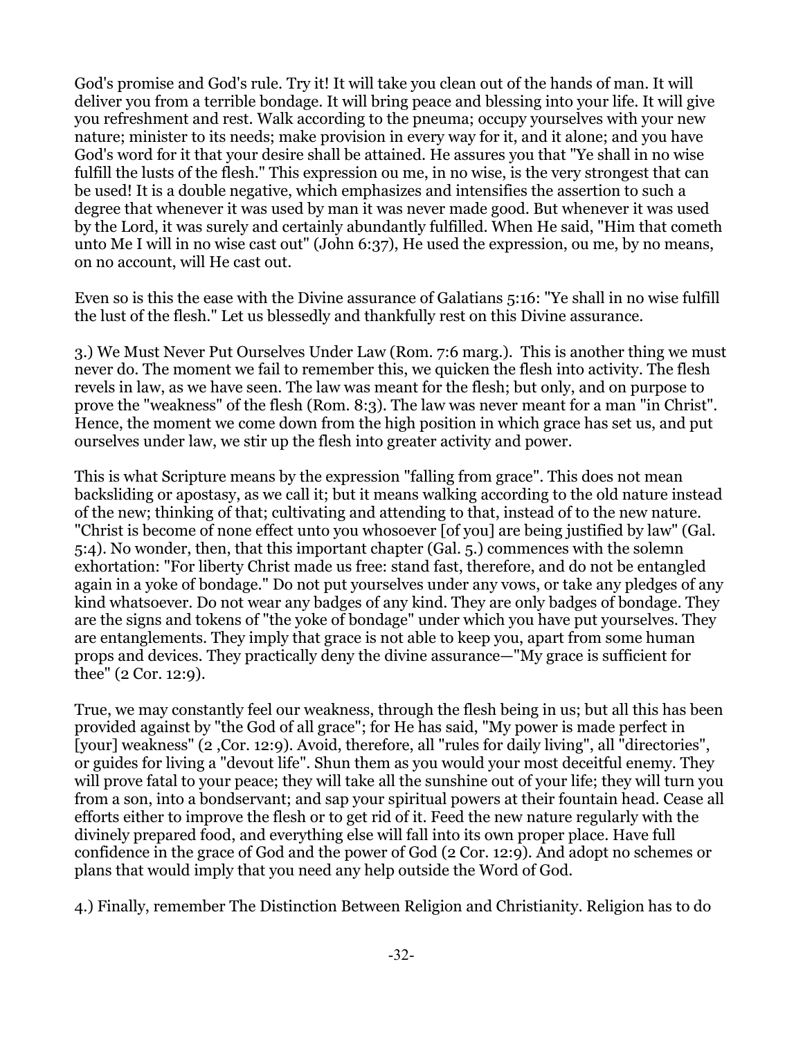God's promise and God's rule. Try it! It will take you clean out of the hands of man. It will deliver you from a terrible bondage. It will bring peace and blessing into your life. It will give you refreshment and rest. Walk according to the pneuma; occupy yourselves with your new nature; minister to its needs; make provision in every way for it, and it alone; and you have God's word for it that your desire shall be attained. He assures you that "Ye shall in no wise fulfill the lusts of the flesh." This expression ou me, in no wise, is the very strongest that can be used! It is a double negative, which emphasizes and intensifies the assertion to such a degree that whenever it was used by man it was never made good. But whenever it was used by the Lord, it was surely and certainly abundantly fulfilled. When He said, "Him that cometh unto Me I will in no wise cast out" (John 6:37), He used the expression, ou me, by no means, on no account, will He cast out.

Even so is this the ease with the Divine assurance of Galatians 5:16: "Ye shall in no wise fulfill the lust of the flesh." Let us blessedly and thankfully rest on this Divine assurance.

3.) We Must Never Put Ourselves Under Law (Rom. 7:6 marg.). This is another thing we must never do. The moment we fail to remember this, we quicken the flesh into activity. The flesh revels in law, as we have seen. The law was meant for the flesh; but only, and on purpose to prove the "weakness" of the flesh (Rom. 8:3). The law was never meant for a man "in Christ". Hence, the moment we come down from the high position in which grace has set us, and put ourselves under law, we stir up the flesh into greater activity and power.

This is what Scripture means by the expression "falling from grace". This does not mean backsliding or apostasy, as we call it; but it means walking according to the old nature instead of the new; thinking of that; cultivating and attending to that, instead of to the new nature. "Christ is become of none effect unto you whosoever [of you] are being justified by law" (Gal. 5:4). No wonder, then, that this important chapter (Gal. 5.) commences with the solemn exhortation: "For liberty Christ made us free: stand fast, therefore, and do not be entangled again in a yoke of bondage." Do not put yourselves under any vows, or take any pledges of any kind whatsoever. Do not wear any badges of any kind. They are only badges of bondage. They are the signs and tokens of "the yoke of bondage" under which you have put yourselves. They are entanglements. They imply that grace is not able to keep you, apart from some human props and devices. They practically deny the divine assurance—"My grace is sufficient for thee" (2 Cor. 12:9).

True, we may constantly feel our weakness, through the flesh being in us; but all this has been provided against by "the God of all grace"; for He has said, "My power is made perfect in [your] weakness" (2 ,Cor. 12:9). Avoid, therefore, all "rules for daily living", all "directories", or guides for living a "devout life". Shun them as you would your most deceitful enemy. They will prove fatal to your peace; they will take all the sunshine out of your life; they will turn you from a son, into a bondservant; and sap your spiritual powers at their fountain head. Cease all efforts either to improve the flesh or to get rid of it. Feed the new nature regularly with the divinely prepared food, and everything else will fall into its own proper place. Have full confidence in the grace of God and the power of God (2 Cor. 12:9). And adopt no schemes or plans that would imply that you need any help outside the Word of God.

4.) Finally, remember The Distinction Between Religion and Christianity. Religion has to do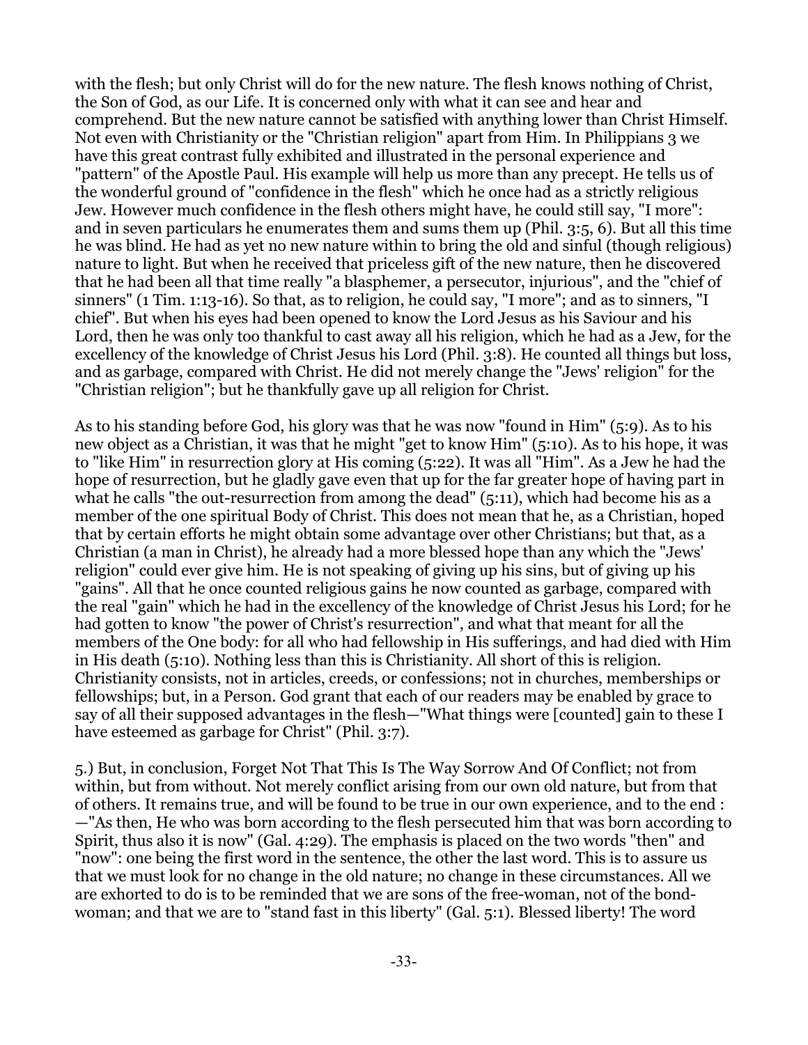with the flesh; but only Christ will do for the new nature. The flesh knows nothing of Christ, the Son of God, as our Life. It is concerned only with what it can see and hear and comprehend. But the new nature cannot be satisfied with anything lower than Christ Himself. Not even with Christianity or the "Christian religion" apart from Him. In Philippians 3 we have this great contrast fully exhibited and illustrated in the personal experience and "pattern" of the Apostle Paul. His example will help us more than any precept. He tells us of the wonderful ground of "confidence in the flesh" which he once had as a strictly religious Jew. However much confidence in the flesh others might have, he could still say, "I more": and in seven particulars he enumerates them and sums them up (Phil. 3:5, 6). But all this time he was blind. He had as yet no new nature within to bring the old and sinful (though religious) nature to light. But when he received that priceless gift of the new nature, then he discovered that he had been all that time really "a blasphemer, a persecutor, injurious", and the "chief of sinners" (1 Tim. 1:13-16). So that, as to religion, he could say, "I more"; and as to sinners, "I chief". But when his eyes had been opened to know the Lord Jesus as his Saviour and his Lord, then he was only too thankful to cast away all his religion, which he had as a Jew, for the excellency of the knowledge of Christ Jesus his Lord (Phil. 3:8). He counted all things but loss, and as garbage, compared with Christ. He did not merely change the "Jews' religion" for the "Christian religion"; but he thankfully gave up all religion for Christ.

As to his standing before God, his glory was that he was now "found in Him" (5:9). As to his new object as a Christian, it was that he might "get to know Him" (5:10). As to his hope, it was to "like Him" in resurrection glory at His coming (5:22). It was all "Him". As a Jew he had the hope of resurrection, but he gladly gave even that up for the far greater hope of having part in what he calls "the out-resurrection from among the dead" (5:11), which had become his as a member of the one spiritual Body of Christ. This does not mean that he, as a Christian, hoped that by certain efforts he might obtain some advantage over other Christians; but that, as a Christian (a man in Christ), he already had a more blessed hope than any which the "Jews' religion" could ever give him. He is not speaking of giving up his sins, but of giving up his "gains". All that he once counted religious gains he now counted as garbage, compared with the real "gain" which he had in the excellency of the knowledge of Christ Jesus his Lord; for he had gotten to know "the power of Christ's resurrection", and what that meant for all the members of the One body: for all who had fellowship in His sufferings, and had died with Him in His death (5:10). Nothing less than this is Christianity. All short of this is religion. Christianity consists, not in articles, creeds, or confessions; not in churches, memberships or fellowships; but, in a Person. God grant that each of our readers may be enabled by grace to say of all their supposed advantages in the flesh—"What things were [counted] gain to these I have esteemed as garbage for Christ" (Phil. 3:7).

5.) But, in conclusion, Forget Not That This Is The Way Sorrow And Of Conflict; not from within, but from without. Not merely conflict arising from our own old nature, but from that of others. It remains true, and will be found to be true in our own experience, and to the end : —"As then, He who was born according to the flesh persecuted him that was born according to Spirit, thus also it is now" (Gal. 4:29). The emphasis is placed on the two words "then" and "now": one being the first word in the sentence, the other the last word. This is to assure us that we must look for no change in the old nature; no change in these circumstances. All we are exhorted to do is to be reminded that we are sons of the free-woman, not of the bond-woman; and that we are to "stand fast in this liberty" (Gal. 5:1). Blessed liberty! The word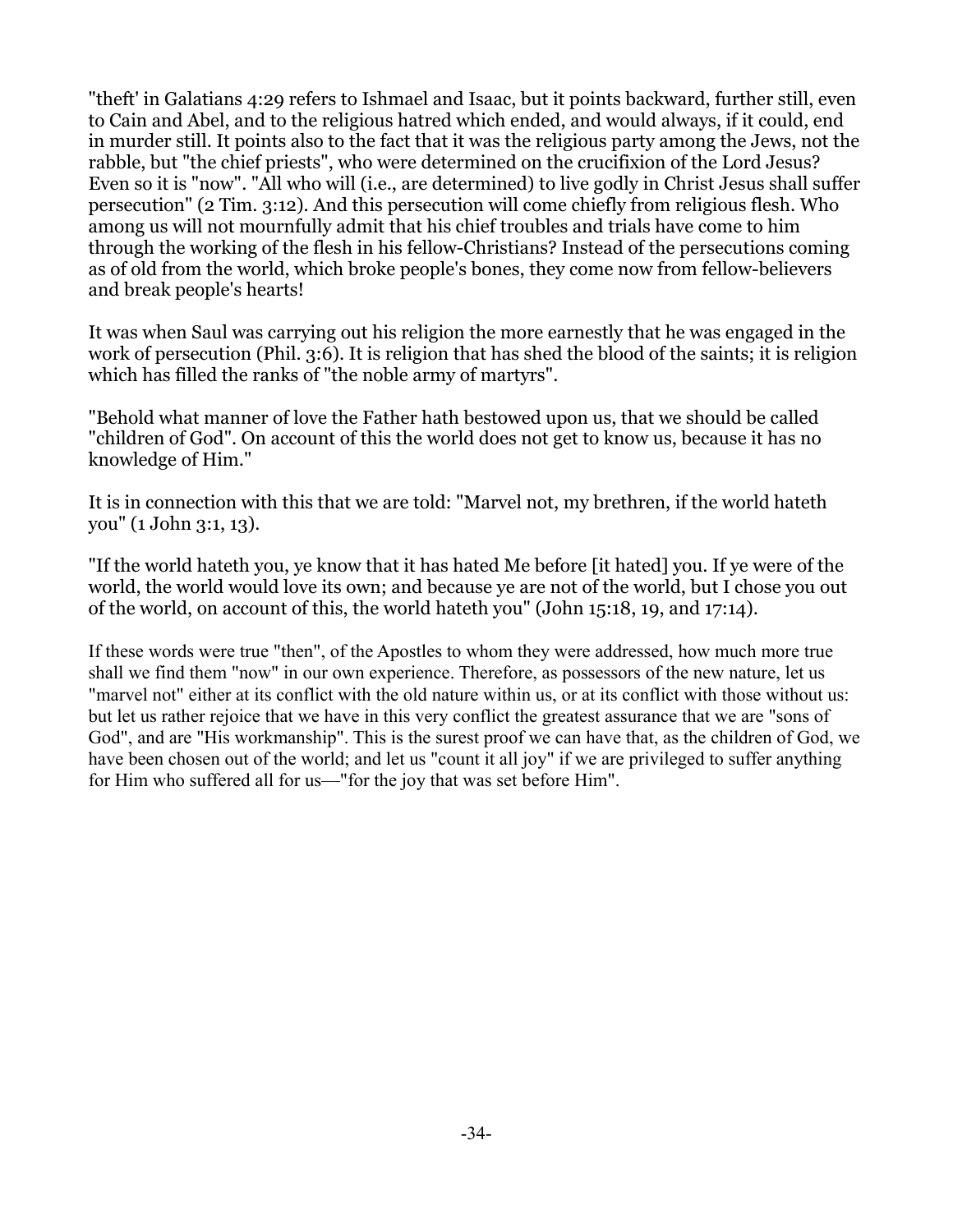"theft' in Galatians 4:29 refers to Ishmael and Isaac, but it points backward, further still, even to Cain and Abel, and to the religious hatred which ended, and would always, if it could, end in murder still. It points also to the fact that it was the religious party among the Jews, not the rabble, but "the chief priests", who were determined on the crucifixion of the Lord Jesus? Even so it is "now". "All who will (i.e., are determined) to live godly in Christ Jesus shall suffer persecution" (2 Tim. 3:12). And this persecution will come chiefly from religious flesh. Who among us will not mournfully admit that his chief troubles and trials have come to him through the working of the flesh in his fellow-Christians? Instead of the persecutions coming as of old from the world, which broke people's bones, they come now from fellow-believers and break people's hearts!

It was when Saul was carrying out his religion the more earnestly that he was engaged in the work of persecution (Phil. 3:6). It is religion that has shed the blood of the saints; it is religion which has filled the ranks of "the noble army of martyrs".

"Behold what manner of love the Father hath bestowed upon us, that we should be called "children of God". On account of this the world does not get to know us, because it has no knowledge of Him."

It is in connection with this that we are told: "Marvel not, my brethren, if the world hateth you" (1 John 3:1, 13).

"If the world hateth you, ye know that it has hated Me before [it hated] you. If ye were of the world, the world would love its own; and because ye are not of the world, but I chose you out of the world, on account of this, the world hateth you" (John 15:18, 19, and 17:14).

If these words were true "then", of the Apostles to whom they were addressed, how much more true shall we find them "now" in our own experience. Therefore, as possessors of the new nature, let us "marvel not" either at its conflict with the old nature within us, or at its conflict with those without us: but let us rather rejoice that we have in this very conflict the greatest assurance that we are "sons of God", and are "His workmanship". This is the surest proof we can have that, as the children of God, we have been chosen out of the world; and let us "count it all joy" if we are privileged to suffer anything for Him who suffered all for us—"for the joy that was set before Him".